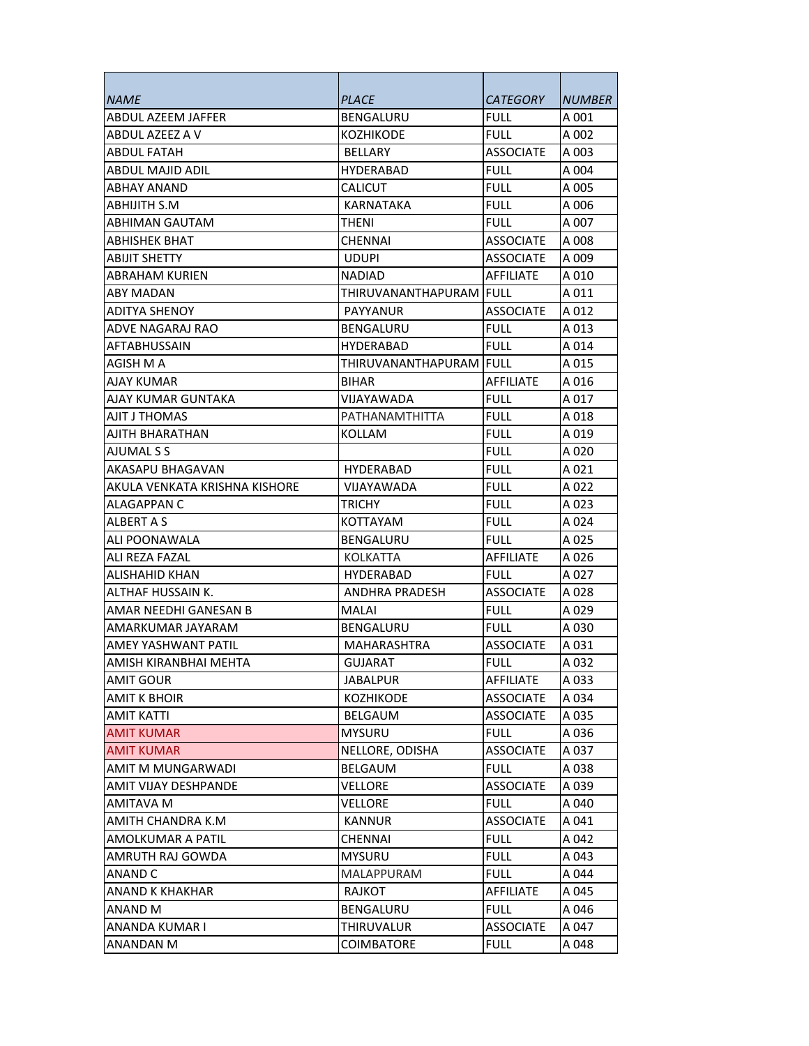| NAME | PLACE | CATEGORY | NUMBER |
|---|---|---|---|
| ABDUL AZEEM JAFFER | BENGALURU | FULL | A 001 |
| ABDUL AZEEZ A V | KOZHIKODE | FULL | A 002 |
| ABDUL FATAH | BELLARY | ASSOCIATE | A 003 |
| ABDUL MAJID ADIL | HYDERABAD | FULL | A 004 |
| ABHAY ANAND | CALICUT | FULL | A 005 |
| ABHIJITH S.M | KARNATAKA | FULL | A 006 |
| ABHIMAN GAUTAM | THENI | FULL | A 007 |
| ABHISHEK BHAT | CHENNAI | ASSOCIATE | A 008 |
| ABIJIT SHETTY | UDUPI | ASSOCIATE | A 009 |
| ABRAHAM KURIEN | NADIAD | AFFILIATE | A 010 |
| ABY MADAN | THIRUVANANTHAPURAM | FULL | A 011 |
| ADITYA SHENOY | PAYYANUR | ASSOCIATE | A 012 |
| ADVE NAGARAJ RAO | BENGALURU | FULL | A 013 |
| AFTABHUSSAIN | HYDERABAD | FULL | A 014 |
| AGISH M A | THIRUVANANTHAPURAM | FULL | A 015 |
| AJAY KUMAR | BIHAR | AFFILIATE | A 016 |
| AJAY KUMAR GUNTAKA | VIJAYAWADA | FULL | A 017 |
| AJIT J THOMAS | PATHANAMTHITTA | FULL | A 018 |
| AJITH BHARATHAN | KOLLAM | FULL | A 019 |
| AJUMAL S S | | FULL | A 020 |
| AKASAPU BHAGAVAN | HYDERABAD | FULL | A 021 |
| AKULA VENKATA KRISHNA KISHORE | VIJAYAWADA | FULL | A 022 |
| ALAGAPPAN C | TRICHY | FULL | A 023 |
| ALBERT A S | KOTTAYAM | FULL | A 024 |
| ALI POONAWALA | BENGALURU | FULL | A 025 |
| ALI REZA FAZAL | KOLKATTA | AFFILIATE | A 026 |
| ALISHAHID KHAN | HYDERABAD | FULL | A 027 |
| ALTHAF HUSSAIN K. | ANDHRA PRADESH | ASSOCIATE | A 028 |
| AMAR NEEDHI GANESAN B | MALAI | FULL | A 029 |
| AMARKUMAR JAYARAM | BENGALURU | FULL | A 030 |
| AMEY YASHWANT PATIL | MAHARASHTRA | ASSOCIATE | A 031 |
| AMISH KIRANBHAI MEHTA | GUJARAT | FULL | A 032 |
| AMIT GOUR | JABALPUR | AFFILIATE | A 033 |
| AMIT K BHOIR | KOZHIKODE | ASSOCIATE | A 034 |
| AMIT KATTI | BELGAUM | ASSOCIATE | A 035 |
| AMIT KUMAR | MYSURU | FULL | A 036 |
| AMIT KUMAR | NELLORE, ODISHA | ASSOCIATE | A 037 |
| AMIT M MUNGARWADI | BELGAUM | FULL | A 038 |
| AMIT VIJAY DESHPANDE | VELLORE | ASSOCIATE | A 039 |
| AMITAVA M | VELLORE | FULL | A 040 |
| AMITH CHANDRA K.M | KANNUR | ASSOCIATE | A 041 |
| AMOLKUMAR A PATIL | CHENNAI | FULL | A 042 |
| AMRUTH RAJ GOWDA | MYSURU | FULL | A 043 |
| ANAND C | MALAPPURAM | FULL | A 044 |
| ANAND K KHAKHAR | RAJKOT | AFFILIATE | A 045 |
| ANAND M | BENGALURU | FULL | A 046 |
| ANANDA KUMAR I | THIRUVALUR | ASSOCIATE | A 047 |
| ANANDAN M | COIMBATORE | FULL | A 048 |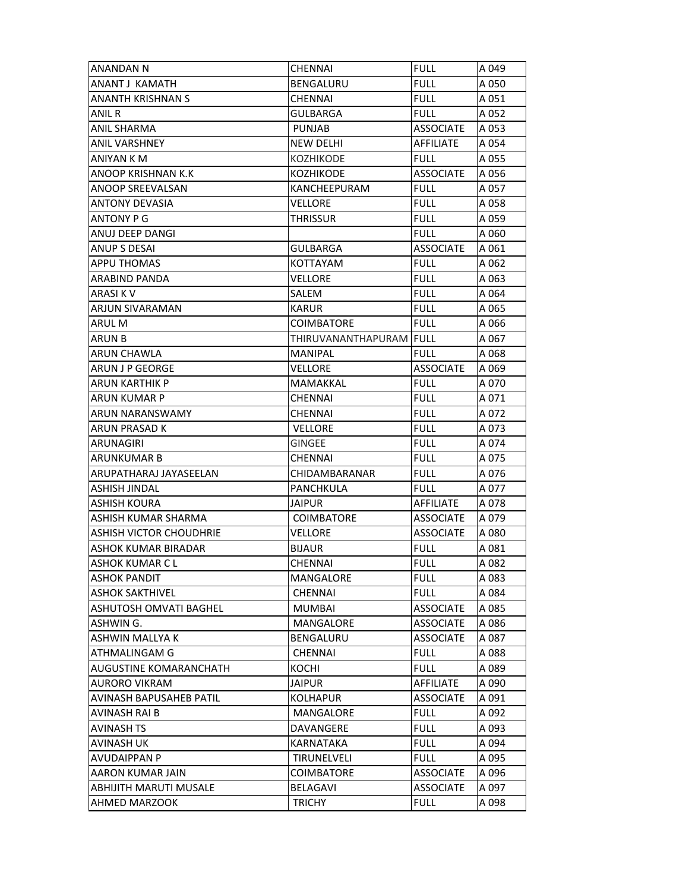| ANANDAN N | CHENNAI | FULL | A 049 |
|---|---|---|---|
| ANANT J KAMATH | BENGALURU | FULL | A 050 |
| ANANTH KRISHNAN S | CHENNAI | FULL | A 051 |
| ANIL R | GULBARGA | FULL | A 052 |
| ANIL SHARMA | PUNJAB | ASSOCIATE | A 053 |
| ANIL VARSHNEY | NEW DELHI | AFFILIATE | A 054 |
| ANIYAN K M | KOZHIKODE | FULL | A 055 |
| ANOOP KRISHNAN K.K | KOZHIKODE | ASSOCIATE | A 056 |
| ANOOP SREEVALSAN | KANCHEEPURAM | FULL | A 057 |
| ANTONY DEVASIA | VELLORE | FULL | A 058 |
| ANTONY P G | THRISSUR | FULL | A 059 |
| ANUJ DEEP DANGI | | FULL | A 060 |
| ANUP S DESAI | GULBARGA | ASSOCIATE | A 061 |
| APPU THOMAS | KOTTAYAM | FULL | A 062 |
| ARABIND PANDA | VELLORE | FULL | A 063 |
| ARASI K V | SALEM | FULL | A 064 |
| ARJUN SIVARAMAN | KARUR | FULL | A 065 |
| ARUL M | COIMBATORE | FULL | A 066 |
| ARUN B | THIRUVANANTHAPURAM | FULL | A 067 |
| ARUN CHAWLA | MANIPAL | FULL | A 068 |
| ARUN J P GEORGE | VELLORE | ASSOCIATE | A 069 |
| ARUN KARTHIK P | MAMAKKAL | FULL | A 070 |
| ARUN KUMAR P | CHENNAI | FULL | A 071 |
| ARUN NARANSWAMY | CHENNAI | FULL | A 072 |
| ARUN PRASAD K | VELLORE | FULL | A 073 |
| ARUNAGIRI | GINGEE | FULL | A 074 |
| ARUNKUMAR B | CHENNAI | FULL | A 075 |
| ARUPATHARAJ JAYASEELAN | CHIDAMBARANAR | FULL | A 076 |
| ASHISH JINDAL | PANCHKULA | FULL | A 077 |
| ASHISH KOURA | JAIPUR | AFFILIATE | A 078 |
| ASHISH KUMAR SHARMA | COIMBATORE | ASSOCIATE | A 079 |
| ASHISH VICTOR CHOUDHRIE | VELLORE | ASSOCIATE | A 080 |
| ASHOK KUMAR BIRADAR | BIJAUR | FULL | A 081 |
| ASHOK KUMAR C L | CHENNAI | FULL | A 082 |
| ASHOK PANDIT | MANGALORE | FULL | A 083 |
| ASHOK SAKTHIVEL | CHENNAI | FULL | A 084 |
| ASHUTOSH OMVATI BAGHEL | MUMBAI | ASSOCIATE | A 085 |
| ASHWIN G. | MANGALORE | ASSOCIATE | A 086 |
| ASHWIN MALLYA K | BENGALURU | ASSOCIATE | A 087 |
| ATHMALINGAM G | CHENNAI | FULL | A 088 |
| AUGUSTINE KOMARANCHATH | KOCHI | FULL | A 089 |
| AURORO VIKRAM | JAIPUR | AFFILIATE | A 090 |
| AVINASH BAPUSAHEB PATIL | KOLHAPUR | ASSOCIATE | A 091 |
| AVINASH RAI B | MANGALORE | FULL | A 092 |
| AVINASH TS | DAVANGERE | FULL | A 093 |
| AVINASH UK | KARNATAKA | FULL | A 094 |
| AVUDAIPPAN P | TIRUNELVELI | FULL | A 095 |
| AARON KUMAR JAIN | COIMBATORE | ASSOCIATE | A 096 |
| ABHIJITH MARUTI MUSALE | BELAGAVI | ASSOCIATE | A 097 |
| AHMED MARZOOK | TRICHY | FULL | A 098 |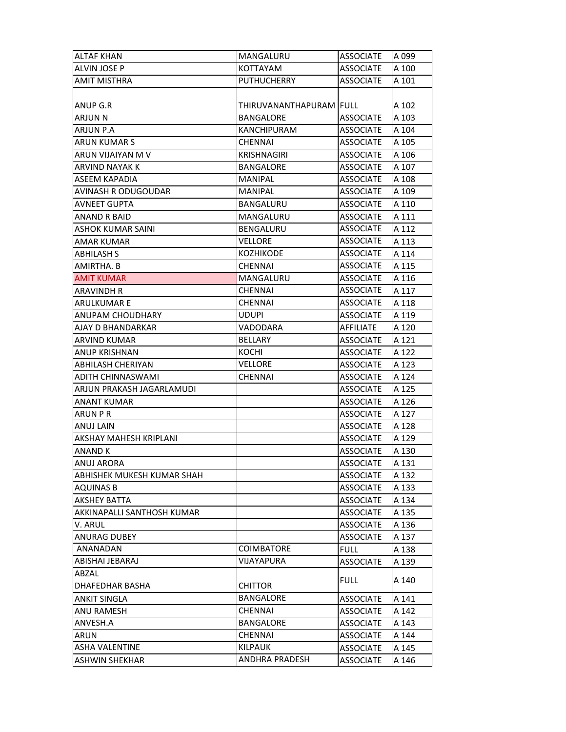| | | | |
|---|---|---|---|
| ALTAF KHAN | MANGALURU | ASSOCIATE | A 099 |
| ALVIN JOSE P | KOTTAYAM | ASSOCIATE | A 100 |
| AMIT MISTHRA | PUTHUCHERRY | ASSOCIATE | A 101 |
| ANUP G.R | THIRUVANANTHAPURAM | FULL | A 102 |
| ARJUN N | BANGALORE | ASSOCIATE | A 103 |
| ARJUN P.A | KANCHIPURAM | ASSOCIATE | A 104 |
| ARUN KUMAR S | CHENNAI | ASSOCIATE | A 105 |
| ARUN VIJAIYAN M V | KRISHNAGIRI | ASSOCIATE | A 106 |
| ARVIND NAYAK K | BANGALORE | ASSOCIATE | A 107 |
| ASEEM KAPADIA | MANIPAL | ASSOCIATE | A 108 |
| AVINASH R ODUGOUDAR | MANIPAL | ASSOCIATE | A 109 |
| AVNEET GUPTA | BANGALURU | ASSOCIATE | A 110 |
| ANAND R BAID | MANGALURU | ASSOCIATE | A 111 |
| ASHOK KUMAR SAINI | BENGALURU | ASSOCIATE | A 112 |
| AMAR KUMAR | VELLORE | ASSOCIATE | A 113 |
| ABHILASH S | KOZHIKODE | ASSOCIATE | A 114 |
| AMIRTHA. B | CHENNAI | ASSOCIATE | A 115 |
| AMIT KUMAR | MANGALURU | ASSOCIATE | A 116 |
| ARAVINDH R | CHENNAI | ASSOCIATE | A 117 |
| ARULKUMAR E | CHENNAI | ASSOCIATE | A 118 |
| ANUPAM CHOUDHARY | UDUPI | ASSOCIATE | A 119 |
| AJAY D BHANDARKAR | VADODARA | AFFILIATE | A 120 |
| ARVIND KUMAR | BELLARY | ASSOCIATE | A 121 |
| ANUP KRISHNAN | KOCHI | ASSOCIATE | A 122 |
| ABHILASH CHERIYAN | VELLORE | ASSOCIATE | A 123 |
| ADITH CHINNASWAMI | CHENNAI | ASSOCIATE | A 124 |
| ARJUN PRAKASH JAGARLAMUDI | | ASSOCIATE | A 125 |
| ANANT KUMAR | | ASSOCIATE | A 126 |
| ARUN P R | | ASSOCIATE | A 127 |
| ANUJ LAIN | | ASSOCIATE | A 128 |
| AKSHAY MAHESH KRIPLANI | | ASSOCIATE | A 129 |
| ANAND K | | ASSOCIATE | A 130 |
| ANUJ ARORA | | ASSOCIATE | A 131 |
| ABHISHEK MUKESH KUMAR SHAH | | ASSOCIATE | A 132 |
| AQUINAS B | | ASSOCIATE | A 133 |
| AKSHEY BATTA | | ASSOCIATE | A 134 |
| AKKINAPALLI SANTHOSH KUMAR | | ASSOCIATE | A 135 |
| V. ARUL | | ASSOCIATE | A 136 |
| ANURAG DUBEY | | ASSOCIATE | A 137 |
| ANANADAN | COIMBATORE | FULL | A 138 |
| ABISHAI JEBARAJ | VIJAYAPURA | ASSOCIATE | A 139 |
| ABZAL DHAFEDHAR BASHA | CHITTOR | FULL | A 140 |
| ANKIT SINGLA | BANGALORE | ASSOCIATE | A 141 |
| ANU RAMESH | CHENNAI | ASSOCIATE | A 142 |
| ANVESH.A | BANGALORE | ASSOCIATE | A 143 |
| ARUN | CHENNAI | ASSOCIATE | A 144 |
| ASHA VALENTINE | KILPAUK | ASSOCIATE | A 145 |
| ASHWIN SHEKHAR | ANDHRA PRADESH | ASSOCIATE | A 146 |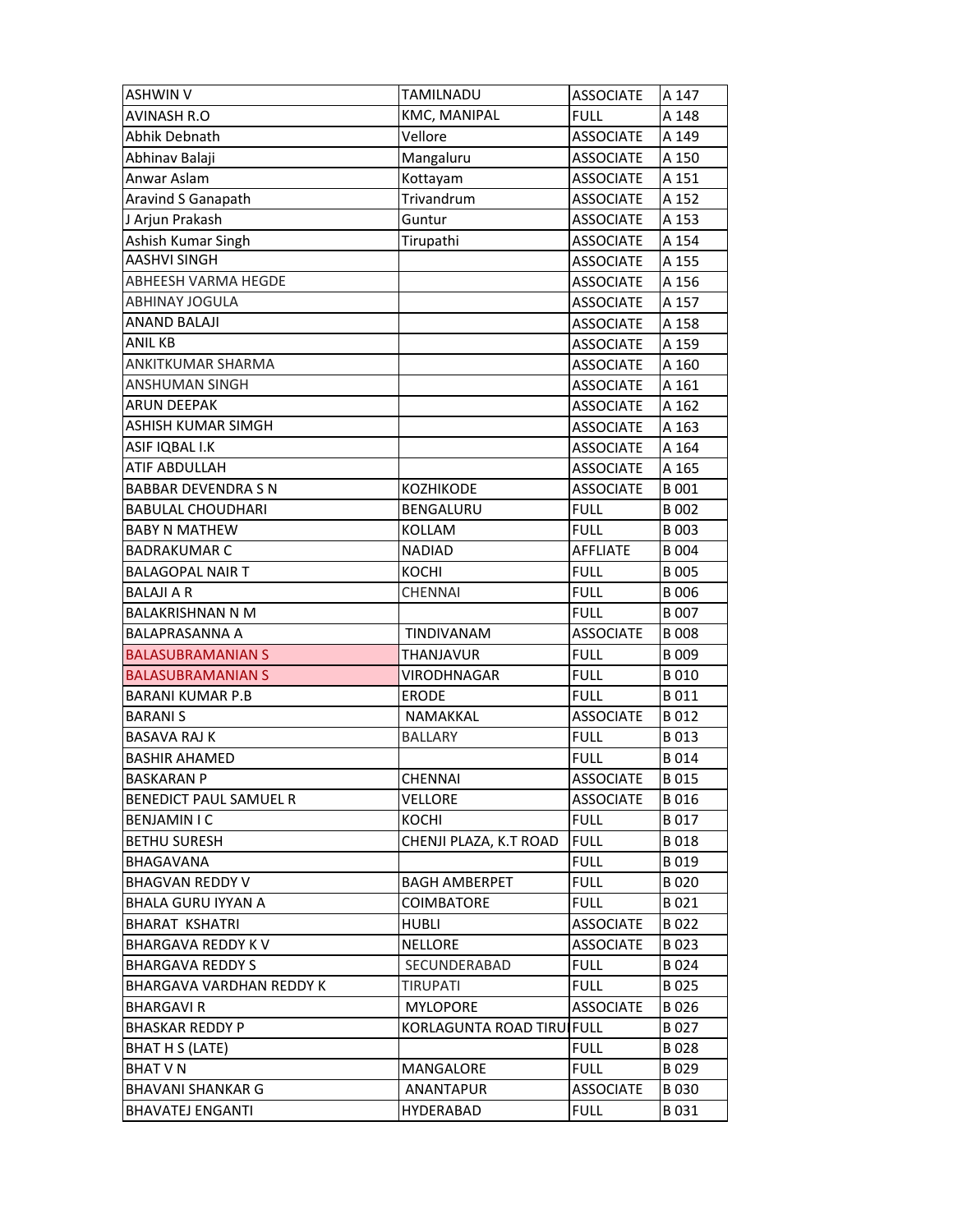| ASHWIN V | TAMILNADU | ASSOCIATE | A 147 |
|---|---|---|---|
| AVINASH R.O | KMC, MANIPAL | FULL | A 148 |
| Abhik Debnath | Vellore | ASSOCIATE | A 149 |
| Abhinav Balaji | Mangaluru | ASSOCIATE | A 150 |
| Anwar Aslam | Kottayam | ASSOCIATE | A 151 |
| Aravind S Ganapath | Trivandrum | ASSOCIATE | A 152 |
| J Arjun Prakash | Guntur | ASSOCIATE | A 153 |
| Ashish Kumar Singh | Tirupathi | ASSOCIATE | A 154 |
| AASHVI SINGH | | ASSOCIATE | A 155 |
| ABHEESH VARMA HEGDE | | ASSOCIATE | A 156 |
| ABHINAY JOGULA | | ASSOCIATE | A 157 |
| ANAND BALAJI | | ASSOCIATE | A 158 |
| ANIL KB | | ASSOCIATE | A 159 |
| ANKITKUMAR SHARMA | | ASSOCIATE | A 160 |
| ANSHUMAN SINGH | | ASSOCIATE | A 161 |
| ARUN DEEPAK | | ASSOCIATE | A 162 |
| ASHISH KUMAR SIMGH | | ASSOCIATE | A 163 |
| ASIF IQBAL I.K | | ASSOCIATE | A 164 |
| ATIF ABDULLAH | | ASSOCIATE | A 165 |
| BABBAR DEVENDRA S N | KOZHIKODE | ASSOCIATE | B 001 |
| BABULAL CHOUDHARI | BENGALURU | FULL | B 002 |
| BABY N MATHEW | KOLLAM | FULL | B 003 |
| BADRAKUMAR C | NADIAD | AFFLIATE | B 004 |
| BALAGOPAL NAIR T | KOCHI | FULL | B 005 |
| BALAJI A R | CHENNAI | FULL | B 006 |
| BALAKRISHNAN N M | | FULL | B 007 |
| BALAPRASANNA A | TINDIVANAM | ASSOCIATE | B 008 |
| BALASUBRAMANIAN S | THANJAVUR | FULL | B 009 |
| BALASUBRAMANIAN S | VIRODHNAGAR | FULL | B 010 |
| BARANI KUMAR P.B | ERODE | FULL | B 011 |
| BARANI S | NAMAKKAL | ASSOCIATE | B 012 |
| BASAVA RAJ K | BALLARY | FULL | B 013 |
| BASHIR AHAMED | | FULL | B 014 |
| BASKARAN P | CHENNAI | ASSOCIATE | B 015 |
| BENEDICT PAUL SAMUEL R | VELLORE | ASSOCIATE | B 016 |
| BENJAMIN I C | KOCHI | FULL | B 017 |
| BETHU SURESH | CHENJI PLAZA, K.T ROAD | FULL | B 018 |
| BHAGAVANA | | FULL | B 019 |
| BHAGVAN REDDY V | BAGH AMBERPET | FULL | B 020 |
| BHALA GURU IYYAN A | COIMBATORE | FULL | B 021 |
| BHARAT KSHATRI | HUBLI | ASSOCIATE | B 022 |
| BHARGAVA REDDY K V | NELLORE | ASSOCIATE | B 023 |
| BHARGAVA REDDY S | SECUNDERABAD | FULL | B 024 |
| BHARGAVA VARDHAN REDDY K | TIRUPATI | FULL | B 025 |
| BHARGAVI R | MYLOPORE | ASSOCIATE | B 026 |
| BHASKAR REDDY P | KORLAGUNTA ROAD TIRU | FULL | B 027 |
| BHAT H S (LATE) | | FULL | B 028 |
| BHAT V N | MANGALORE | FULL | B 029 |
| BHAVANI SHANKAR G | ANANTAPUR | ASSOCIATE | B 030 |
| BHAVATEJ ENGANTI | HYDERABAD | FULL | B 031 |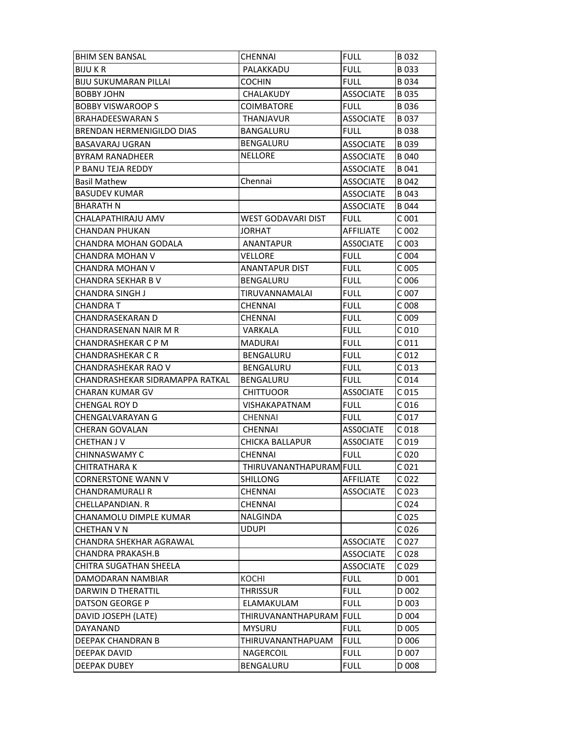| BHIM SEN BANSAL | CHENNAI | FULL | B 032 |
|---|---|---|---|
| BIJU K R | PALAKKADU | FULL | B 033 |
| BIJU SUKUMARAN PILLAI | COCHIN | FULL | B 034 |
| BOBBY JOHN | CHALAKUDY | ASSOCIATE | B 035 |
| BOBBY VISWAROOP S | COIMBATORE | FULL | B 036 |
| BRAHADEESWARAN S | THANJAVUR | ASSOCIATE | B 037 |
| BRENDAN HERMENIGILDO DIAS | BANGALURU | FULL | B 038 |
| BASAVARAJ UGRAN | BENGALURU | ASSOCIATE | B 039 |
| BYRAM RANADHEER | NELLORE | ASSOCIATE | B 040 |
| P BANU TEJA REDDY | | ASSOCIATE | B 041 |
| Basil Mathew | Chennai | ASSOCIATE | B 042 |
| BASUDEV KUMAR | | ASSOCIATE | B 043 |
| BHARATH N | | ASSOCIATE | B 044 |
| CHALAPATHIRAJU AMV | WEST GODAVARI DIST | FULL | C 001 |
| CHANDAN PHUKAN | JORHAT | AFFILIATE | C 002 |
| CHANDRA MOHAN GODALA | ANANTAPUR | ASSOCIATE | C 003 |
| CHANDRA MOHAN V | VELLORE | FULL | C 004 |
| CHANDRA MOHAN V | ANANTAPUR DIST | FULL | C 005 |
| CHANDRA SEKHAR B V | BENGALURU | FULL | C 006 |
| CHANDRA SINGH J | TIRUVANNAMALAI | FULL | C 007 |
| CHANDRA T | CHENNAI | FULL | C 008 |
| CHANDRASEKARAN D | CHENNAI | FULL | C 009 |
| CHANDRASENAN NAIR M R | VARKALA | FULL | C 010 |
| CHANDRASHEKAR C P M | MADURAI | FULL | C 011 |
| CHANDRASHEKAR C R | BENGALURU | FULL | C 012 |
| CHANDRASHEKAR RAO V | BENGALURU | FULL | C 013 |
| CHANDRASHEKAR SIDRAMAPPA RATKAL | BENGALURU | FULL | C 014 |
| CHARAN KUMAR GV | CHITTUOOR | ASSOCIATE | C 015 |
| CHENGAL ROY D | VISHAKAPATNAM | FULL | C 016 |
| CHENGALVARAYAN G | CHENNAI | FULL | C 017 |
| CHERAN GOVALAN | CHENNAI | ASSOCIATE | C 018 |
| CHETHAN J V | CHICKA BALLAPUR | ASSOCIATE | C 019 |
| CHINNASWAMY C | CHENNAI | FULL | C 020 |
| CHITRATHARA K | THIRUVANANTHAPURAM | FULL | C 021 |
| CORNERSTONE WANN V | SHILLONG | AFFILIATE | C 022 |
| CHANDRAMURALI R | CHENNAI | ASSOCIATE | C 023 |
| CHELLAPANDIAN. R | CHENNAI | | C 024 |
| CHANAMOLU DIMPLE KUMAR | NALGINDA | | C 025 |
| CHETHAN V N | UDUPI | | C 026 |
| CHANDRA SHEKHAR AGRAWAL | | ASSOCIATE | C 027 |
| CHANDRA PRAKASH.B | | ASSOCIATE | C 028 |
| CHITRA SUGATHAN SHEELA | | ASSOCIATE | C 029 |
| DAMODARAN NAMBIAR | KOCHI | FULL | D 001 |
| DARWIN D THERATTIL | THRISSUR | FULL | D 002 |
| DATSON GEORGE P | ELAMAKULAM | FULL | D 003 |
| DAVID JOSEPH (LATE) | THIRUVANANTHAPURAM | FULL | D 004 |
| DAYANAND | MYSURU | FULL | D 005 |
| DEEPAK CHANDRAN B | THIRUVANANTHAPUAM | FULL | D 006 |
| DEEPAK DAVID | NAGERCOIL | FULL | D 007 |
| DEEPAK DUBEY | BENGALURU | FULL | D 008 |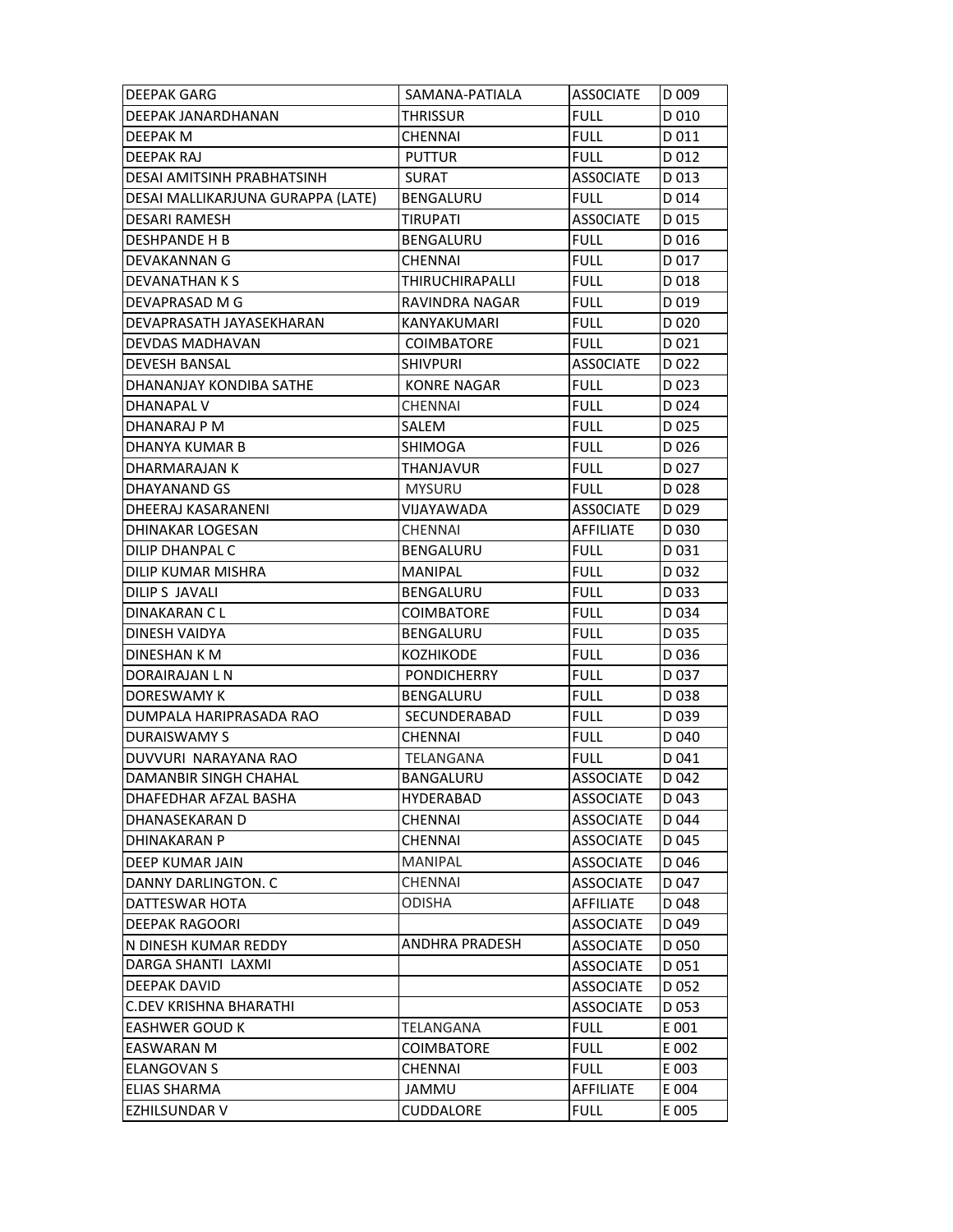| DEEPAK GARG | SAMANA-PATIALA | ASSOCIATE | D 009 |
|---|---|---|---|
| DEEPAK JANARDHANAN | THRISSUR | FULL | D 010 |
| DEEPAK M | CHENNAI | FULL | D 011 |
| DEEPAK RAJ | PUTTUR | FULL | D 012 |
| DESAI AMITSINH PRABHATSINH | SURAT | ASSOCIATE | D 013 |
| DESAI MALLIKARJUNA GURAPPA (LATE) | BENGALURU | FULL | D 014 |
| DESARI RAMESH | TIRUPATI | ASSOCIATE | D 015 |
| DESHPANDE H B | BENGALURU | FULL | D 016 |
| DEVAKANNAN G | CHENNAI | FULL | D 017 |
| DEVANATHAN K S | THIRUCHIRAPALLI | FULL | D 018 |
| DEVAPRASAD M G | RAVINDRA NAGAR | FULL | D 019 |
| DEVAPRASATH JAYASEKHARAN | KANYAKUMARI | FULL | D 020 |
| DEVDAS MADHAVAN | COIMBATORE | FULL | D 021 |
| DEVESH BANSAL | SHIVPURI | ASSOCIATE | D 022 |
| DHANANJAY KONDIBA SATHE | KONRE NAGAR | FULL | D 023 |
| DHANAPAL V | CHENNAI | FULL | D 024 |
| DHANARAJ P M | SALEM | FULL | D 025 |
| DHANYA KUMAR B | SHIMOGA | FULL | D 026 |
| DHARMARAJAN K | THANJAVUR | FULL | D 027 |
| DHAYANAND GS | MYSURU | FULL | D 028 |
| DHEERAJ KASARANENI | VIJAYAWADA | ASSOCIATE | D 029 |
| DHINAKAR LOGESAN | CHENNAI | AFFILIATE | D 030 |
| DILIP DHANPAL C | BENGALURU | FULL | D 031 |
| DILIP KUMAR MISHRA | MANIPAL | FULL | D 032 |
| DILIP S JAVALI | BENGALURU | FULL | D 033 |
| DINAKARAN C L | COIMBATORE | FULL | D 034 |
| DINESH VAIDYA | BENGALURU | FULL | D 035 |
| DINESHAN K M | KOZHIKODE | FULL | D 036 |
| DORAIRAJAN L N | PONDICHERRY | FULL | D 037 |
| DORESWAMY K | BENGALURU | FULL | D 038 |
| DUMPALA HARIPRASADA RAO | SECUNDERABAD | FULL | D 039 |
| DURAISWAMY S | CHENNAI | FULL | D 040 |
| DUVVURI NARAYANA RAO | TELANGANA | FULL | D 041 |
| DAMANBIR SINGH CHAHAL | BANGALURU | ASSOCIATE | D 042 |
| DHAFEDHAR AFZAL BASHA | HYDERABAD | ASSOCIATE | D 043 |
| DHANASEKARAN D | CHENNAI | ASSOCIATE | D 044 |
| DHINAKARAN P | CHENNAI | ASSOCIATE | D 045 |
| DEEP KUMAR JAIN | MANIPAL | ASSOCIATE | D 046 |
| DANNY DARLINGTON. C | CHENNAI | ASSOCIATE | D 047 |
| DATTESWAR HOTA | ODISHA | AFFILIATE | D 048 |
| DEEPAK RAGOORI | | ASSOCIATE | D 049 |
| N DINESH KUMAR REDDY | ANDHRA PRADESH | ASSOCIATE | D 050 |
| DARGA SHANTI LAXMI | | ASSOCIATE | D 051 |
| DEEPAK DAVID | | ASSOCIATE | D 052 |
| C.DEV KRISHNA BHARATHI | | ASSOCIATE | D 053 |
| EASHWER GOUD K | TELANGANA | FULL | E 001 |
| EASWARAN M | COIMBATORE | FULL | E 002 |
| ELANGOVAN S | CHENNAI | FULL | E 003 |
| ELIAS SHARMA | JAMMU | AFFILIATE | E 004 |
| EZHILSUNDAR V | CUDDALORE | FULL | E 005 |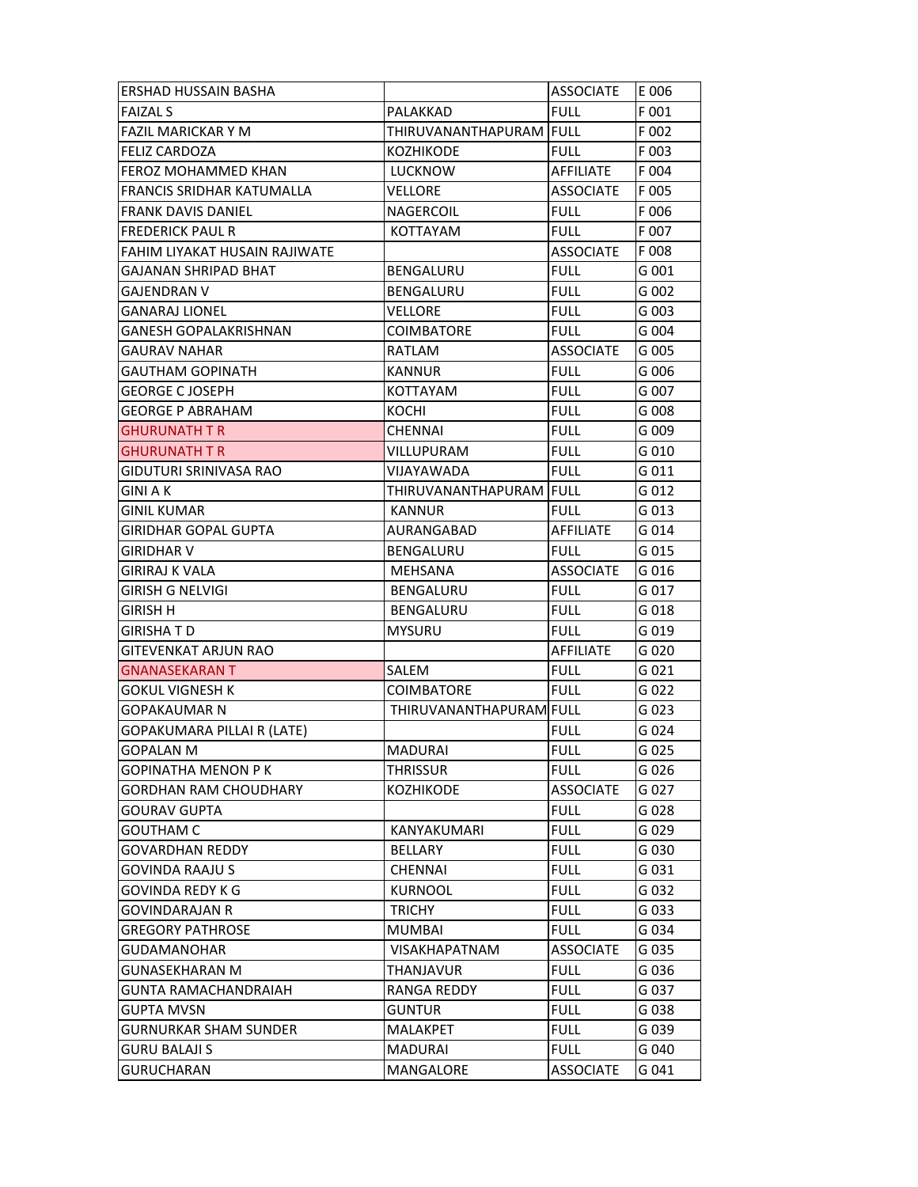| | | | |
|---|---|---|---|
| ERSHAD HUSSAIN BASHA | | ASSOCIATE | E 006 |
| FAIZAL S | PALAKKAD | FULL | F 001 |
| FAZIL MARICKAR Y M | THIRUVANANTHAPURAM | FULL | F 002 |
| FELIZ CARDOZA | KOZHIKODE | FULL | F 003 |
| FEROZ MOHAMMED KHAN | LUCKNOW | AFFILIATE | F 004 |
| FRANCIS SRIDHAR KATUMALLA | VELLORE | ASSOCIATE | F 005 |
| FRANK DAVIS DANIEL | NAGERCOIL | FULL | F 006 |
| FREDERICK PAUL R | KOTTAYAM | FULL | F 007 |
| FAHIM LIYAKAT HUSAIN RAJIWATE | | ASSOCIATE | F 008 |
| GAJANAN SHRIPAD BHAT | BENGALURU | FULL | G 001 |
| GAJENDRAN V | BENGALURU | FULL | G 002 |
| GANARAJ LIONEL | VELLORE | FULL | G 003 |
| GANESH GOPALAKRISHNAN | COIMBATORE | FULL | G 004 |
| GAURAV NAHAR | RATLAM | ASSOCIATE | G 005 |
| GAUTHAM GOPINATH | KANNUR | FULL | G 006 |
| GEORGE C JOSEPH | KOTTAYAM | FULL | G 007 |
| GEORGE P ABRAHAM | KOCHI | FULL | G 008 |
| GHURUNATH T R | CHENNAI | FULL | G 009 |
| GHURUNATH T R | VILLUPURAM | FULL | G 010 |
| GIDUTURI SRINIVASA RAO | VIJAYAWADA | FULL | G 011 |
| GINI A K | THIRUVANANTHAPURAM | FULL | G 012 |
| GINIL KUMAR | KANNUR | FULL | G 013 |
| GIRIDHAR GOPAL GUPTA | AURANGABAD | AFFILIATE | G 014 |
| GIRIDHAR V | BENGALURU | FULL | G 015 |
| GIRIRAJ K VALA | MEHSANA | ASSOCIATE | G 016 |
| GIRISH G NELVIGI | BENGALURU | FULL | G 017 |
| GIRISH H | BENGALURU | FULL | G 018 |
| GIRISHA T D | MYSURU | FULL | G 019 |
| GITEVENKAT ARJUN RAO | | AFFILIATE | G 020 |
| GNANASEKARAN T | SALEM | FULL | G 021 |
| GOKUL VIGNESH K | COIMBATORE | FULL | G 022 |
| GOPAKAUMAR N | THIRUVANANTHAPURAM | FULL | G 023 |
| GOPAKUMARA PILLAI R (LATE) | | FULL | G 024 |
| GOPALAN M | MADURAI | FULL | G 025 |
| GOPINATHA MENON P K | THRISSUR | FULL | G 026 |
| GORDHAN RAM CHOUDHARY | KOZHIKODE | ASSOCIATE | G 027 |
| GOURAV GUPTA | | FULL | G 028 |
| GOUTHAM C | KANYAKUMARI | FULL | G 029 |
| GOVARDHAN REDDY | BELLARY | FULL | G 030 |
| GOVINDA RAAJU S | CHENNAI | FULL | G 031 |
| GOVINDA REDY K G | KURNOOL | FULL | G 032 |
| GOVINDARAJAN R | TRICHY | FULL | G 033 |
| GREGORY PATHROSE | MUMBAI | FULL | G 034 |
| GUDAMANOHAR | VISAKHAPATNAM | ASSOCIATE | G 035 |
| GUNASEKHARAN M | THANJAVUR | FULL | G 036 |
| GUNTA RAMACHANDRAIAH | RANGA REDDY | FULL | G 037 |
| GUPTA MVSN | GUNTUR | FULL | G 038 |
| GURNURKAR SHAM SUNDER | MALAKPET | FULL | G 039 |
| GURU BALAJI S | MADURAI | FULL | G 040 |
| GURUCHARAN | MANGALORE | ASSOCIATE | G 041 |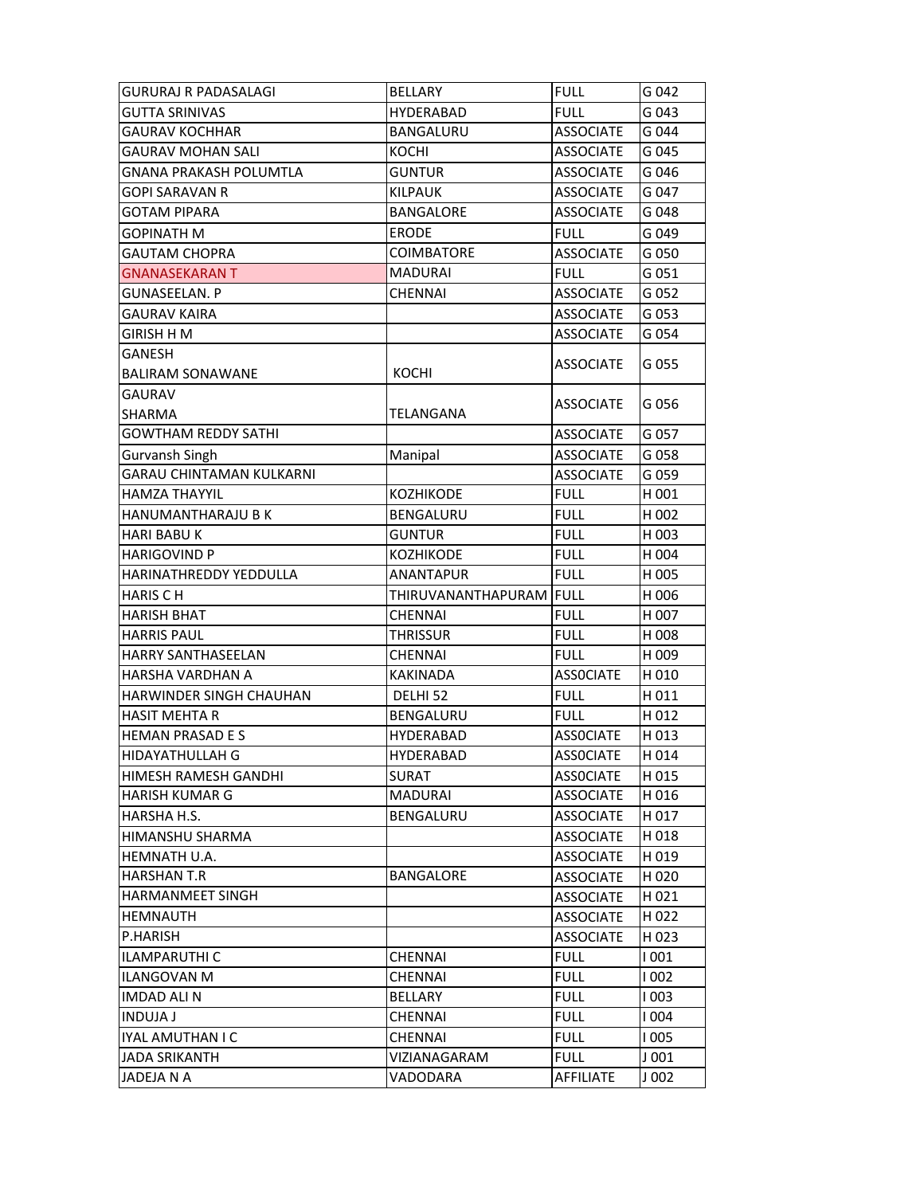| GURURAJ R PADASALAGI | BELLARY | FULL | G 042 |
|---|---|---|---|
| GUTTA SRINIVAS | HYDERABAD | FULL | G 043 |
| GAURAV KOCHHAR | BANGALURU | ASSOCIATE | G 044 |
| GAURAV MOHAN SALI | KOCHI | ASSOCIATE | G 045 |
| GNANA PRAKASH POLUMTLA | GUNTUR | ASSOCIATE | G 046 |
| GOPI SARAVAN R | KILPAUK | ASSOCIATE | G 047 |
| GOTAM PIPARA | BANGALORE | ASSOCIATE | G 048 |
| GOPINATH M | ERODE | FULL | G 049 |
| GAUTAM CHOPRA | COIMBATORE | ASSOCIATE | G 050 |
| GNANASEKARAN T | MADURAI | FULL | G 051 |
| GUNASEELAN. P | CHENNAI | ASSOCIATE | G 052 |
| GAURAV KAIRA | | ASSOCIATE | G 053 |
| GIRISH H M | | ASSOCIATE | G 054 |
| GANESH BALIRAM SONAWANE | KOCHI | ASSOCIATE | G 055 |
| GAURAV SHARMA | TELANGANA | ASSOCIATE | G 056 |
| GOWTHAM REDDY SATHI | | ASSOCIATE | G 057 |
| Gurvansh Singh | Manipal | ASSOCIATE | G 058 |
| GARAU CHINTAMAN KULKARNI | | ASSOCIATE | G 059 |
| HAMZA THAYYIL | KOZHIKODE | FULL | H 001 |
| HANUMANTHARAJU B K | BENGALURU | FULL | H 002 |
| HARI BABU K | GUNTUR | FULL | H 003 |
| HARIGOVIND P | KOZHIKODE | FULL | H 004 |
| HARINATHREDDY YEDDULLA | ANANTAPUR | FULL | H 005 |
| HARIS C H | THIRUVANANTHAPURAM | FULL | H 006 |
| HARISH BHAT | CHENNAI | FULL | H 007 |
| HARRIS PAUL | THRISSUR | FULL | H 008 |
| HARRY SANTHASEELAN | CHENNAI | FULL | H 009 |
| HARSHA VARDHAN A | KAKINADA | ASSOCIATE | H 010 |
| HARWINDER SINGH CHAUHAN | DELHI 52 | FULL | H 011 |
| HASIT MEHTA R | BENGALURU | FULL | H 012 |
| HEMAN PRASAD E S | HYDERABAD | ASSOCIATE | H 013 |
| HIDAYATHULLAH G | HYDERABAD | ASSOCIATE | H 014 |
| HIMESH RAMESH GANDHI | SURAT | ASSOCIATE | H 015 |
| HARISH KUMAR G | MADURAI | ASSOCIATE | H 016 |
| HARSHA H.S. | BENGALURU | ASSOCIATE | H 017 |
| HIMANSHU SHARMA | | ASSOCIATE | H 018 |
| HEMNATH U.A. | | ASSOCIATE | H 019 |
| HARSHAN T.R | BANGALORE | ASSOCIATE | H 020 |
| HARMANMEET SINGH | | ASSOCIATE | H 021 |
| HEMNAUTH | | ASSOCIATE | H 022 |
| P.HARISH | | ASSOCIATE | H 023 |
| ILAMPARUTHI C | CHENNAI | FULL | I 001 |
| ILANGOVAN M | CHENNAI | FULL | I 002 |
| IMDAD ALI N | BELLARY | FULL | I 003 |
| INDUJA J | CHENNAI | FULL | I 004 |
| IYAL AMUTHAN I C | CHENNAI | FULL | I 005 |
| JADA SRIKANTH | VIZIANAGARAM | FULL | J 001 |
| JADEJA N A | VADODARA | AFFILIATE | J 002 |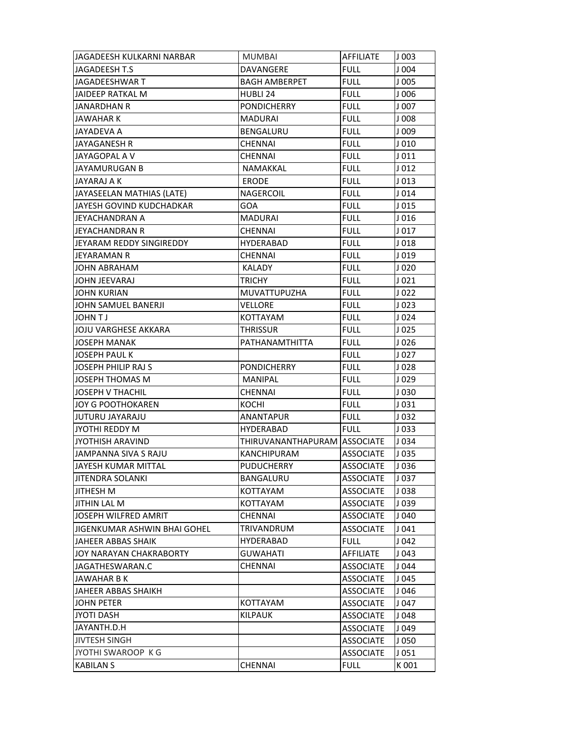| JAGADEESH KULKARNI NARBAR | MUMBAI | AFFILIATE | J 003 |
|---|---|---|---|
| JAGADEESH T.S | DAVANGERE | FULL | J 004 |
| JAGADEESHWAR T | BAGH AMBERPET | FULL | J 005 |
| JAIDEEP RATKAL M | HUBLI 24 | FULL | J 006 |
| JANARDHAN R | PONDICHERRY | FULL | J 007 |
| JAWAHAR K | MADURAI | FULL | J 008 |
| JAYADEVA A | BENGALURU | FULL | J 009 |
| JAYAGANESH R | CHENNAI | FULL | J 010 |
| JAYAGOPAL A V | CHENNAI | FULL | J 011 |
| JAYAMURUGAN B | NAMAKKAL | FULL | J 012 |
| JAYARAJ A K | ERODE | FULL | J 013 |
| JAYASEELAN MATHIAS (LATE) | NAGERCOIL | FULL | J 014 |
| JAYESH GOVIND KUDCHADKAR | GOA | FULL | J 015 |
| JEYACHANDRAN A | MADURAI | FULL | J 016 |
| JEYACHANDRAN R | CHENNAI | FULL | J 017 |
| JEYARAM REDDY SINGIREDDY | HYDERABAD | FULL | J 018 |
| JEYARAMAN R | CHENNAI | FULL | J 019 |
| JOHN ABRAHAM | KALADY | FULL | J 020 |
| JOHN JEEVARAJ | TRICHY | FULL | J 021 |
| JOHN KURIAN | MUVATTUPUZHA | FULL | J 022 |
| JOHN SAMUEL BANERJI | VELLORE | FULL | J 023 |
| JOHN T J | KOTTAYAM | FULL | J 024 |
| JOJU VARGHESE AKKARA | THRISSUR | FULL | J 025 |
| JOSEPH MANAK | PATHANAMTHITTA | FULL | J 026 |
| JOSEPH PAUL K | | FULL | J 027 |
| JOSEPH PHILIP RAJ S | PONDICHERRY | FULL | J 028 |
| JOSEPH THOMAS M | MANIPAL | FULL | J 029 |
| JOSEPH V THACHIL | CHENNAI | FULL | J 030 |
| JOY G POOTHOKAREN | KOCHI | FULL | J 031 |
| JUTURU JAYARAJU | ANANTAPUR | FULL | J 032 |
| JYOTHI REDDY M | HYDERABAD | FULL | J 033 |
| JYOTHISH ARAVIND | THIRUVANANTHAPURAM | ASSOCIATE | J 034 |
| JAMPANNA SIVA S RAJU | KANCHIPURAM | ASSOCIATE | J 035 |
| JAYESH KUMAR MITTAL | PUDUCHERRY | ASSOCIATE | J 036 |
| JITENDRA SOLANKI | BANGALURU | ASSOCIATE | J 037 |
| JITHESH M | KOTTAYAM | ASSOCIATE | J 038 |
| JITHIN LAL M | KOTTAYAM | ASSOCIATE | J 039 |
| JOSEPH WILFRED AMRIT | CHENNAI | ASSOCIATE | J 040 |
| JIGENKUMAR ASHWIN BHAI GOHEL | TRIVANDRUM | ASSOCIATE | J 041 |
| JAHEER ABBAS SHAIK | HYDERABAD | FULL | J 042 |
| JOY NARAYAN CHAKRABORTY | GUWAHATI | AFFILIATE | J 043 |
| JAGATHESWARAN.C | CHENNAI | ASSOCIATE | J 044 |
| JAWAHAR B K | | ASSOCIATE | J 045 |
| JAHEER ABBAS SHAIKH | | ASSOCIATE | J 046 |
| JOHN PETER | KOTTAYAM | ASSOCIATE | J 047 |
| JYOTI DASH | KILPAUK | ASSOCIATE | J 048 |
| JAYANTH.D.H | | ASSOCIATE | J 049 |
| JIVTESH SINGH | | ASSOCIATE | J 050 |
| JYOTHI SWAROOP K G | | ASSOCIATE | J 051 |
| KABILAN S | CHENNAI | FULL | K 001 |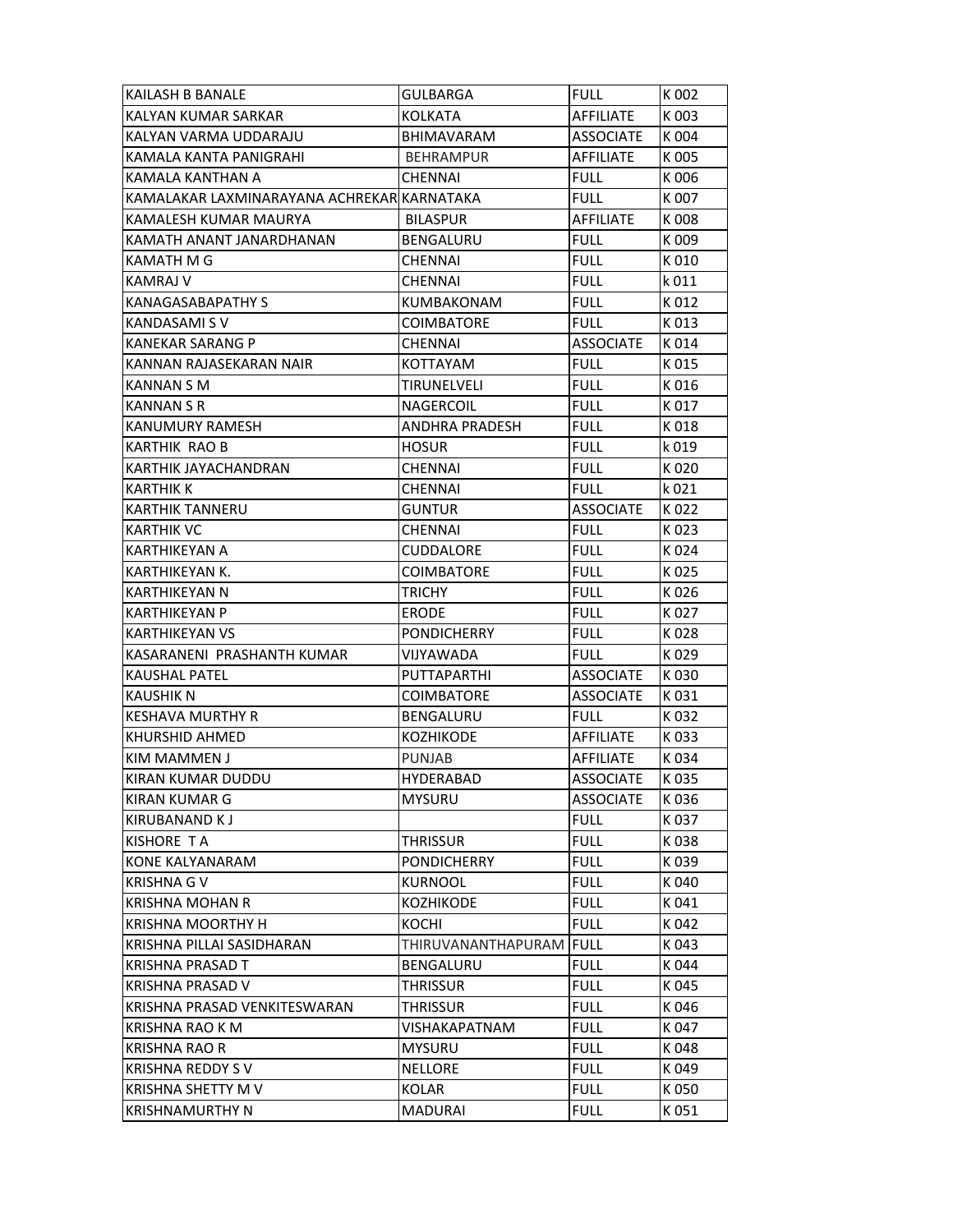| KAILASH B BANALE | GULBARGA | FULL | K 002 |
|---|---|---|---|
| KALYAN KUMAR SARKAR | KOLKATA | AFFILIATE | K 003 |
| KALYAN VARMA UDDARAJU | BHIMAVARAM | ASSOCIATE | K 004 |
| KAMALA KANTA PANIGRAHI | BEHRAMPUR | AFFILIATE | K 005 |
| KAMALA KANTHAN A | CHENNAI | FULL | K 006 |
| KAMALAKAR LAXMINARAYANA ACHREKAR | KARNATAKA | FULL | K 007 |
| KAMALESH KUMAR MAURYA | BILASPUR | AFFILIATE | K 008 |
| KAMATH ANANT JANARDHANAN | BENGALURU | FULL | K 009 |
| KAMATH M G | CHENNAI | FULL | K 010 |
| KAMRAJ V | CHENNAI | FULL | k 011 |
| KANAGASABAPATHY S | KUMBAKONAM | FULL | K 012 |
| KANDASAMI S V | COIMBATORE | FULL | K 013 |
| KANEKAR SARANG P | CHENNAI | ASSOCIATE | K 014 |
| KANNAN RAJASEKARAN NAIR | KOTTAYAM | FULL | K 015 |
| KANNAN S M | TIRUNELVELI | FULL | K 016 |
| KANNAN S R | NAGERCOIL | FULL | K 017 |
| KANUMURY RAMESH | ANDHRA PRADESH | FULL | K 018 |
| KARTHIK RAO B | HOSUR | FULL | k 019 |
| KARTHIK JAYACHANDRAN | CHENNAI | FULL | K 020 |
| KARTHIK K | CHENNAI | FULL | k 021 |
| KARTHIK TANNERU | GUNTUR | ASSOCIATE | K 022 |
| KARTHIK VC | CHENNAI | FULL | K 023 |
| KARTHIKEYAN A | CUDDALORE | FULL | K 024 |
| KARTHIKEYAN K. | COIMBATORE | FULL | K 025 |
| KARTHIKEYAN N | TRICHY | FULL | K 026 |
| KARTHIKEYAN P | ERODE | FULL | K 027 |
| KARTHIKEYAN VS | PONDICHERRY | FULL | K 028 |
| KASARANENI PRASHANTH KUMAR | VIJYAWADA | FULL | K 029 |
| KAUSHAL PATEL | PUTTAPARTHI | ASSOCIATE | K 030 |
| KAUSHIK N | COIMBATORE | ASSOCIATE | K 031 |
| KESHAVA MURTHY R | BENGALURU | FULL | K 032 |
| KHURSHID AHMED | KOZHIKODE | AFFILIATE | K 033 |
| KIM MAMMEN J | PUNJAB | AFFILIATE | K 034 |
| KIRAN KUMAR DUDDU | HYDERABAD | ASSOCIATE | K 035 |
| KIRAN KUMAR G | MYSURU | ASSOCIATE | K 036 |
| KIRUBANAND K J | | FULL | K 037 |
| KISHORE T A | THRISSUR | FULL | K 038 |
| KONE KALYANARAM | PONDICHERRY | FULL | K 039 |
| KRISHNA G V | KURNOOL | FULL | K 040 |
| KRISHNA MOHAN R | KOZHIKODE | FULL | K 041 |
| KRISHNA MOORTHY H | KOCHI | FULL | K 042 |
| KRISHNA PILLAI SASIDHARAN | THIRUVANANTHAPURAM | FULL | K 043 |
| KRISHNA PRASAD T | BENGALURU | FULL | K 044 |
| KRISHNA PRASAD V | THRISSUR | FULL | K 045 |
| KRISHNA PRASAD VENKITESWARAN | THRISSUR | FULL | K 046 |
| KRISHNA RAO K M | VISHAKAPATNAM | FULL | K 047 |
| KRISHNA RAO R | MYSURU | FULL | K 048 |
| KRISHNA REDDY S V | NELLORE | FULL | K 049 |
| KRISHNA SHETTY M V | KOLAR | FULL | K 050 |
| KRISHNAMURTHY N | MADURAI | FULL | K 051 |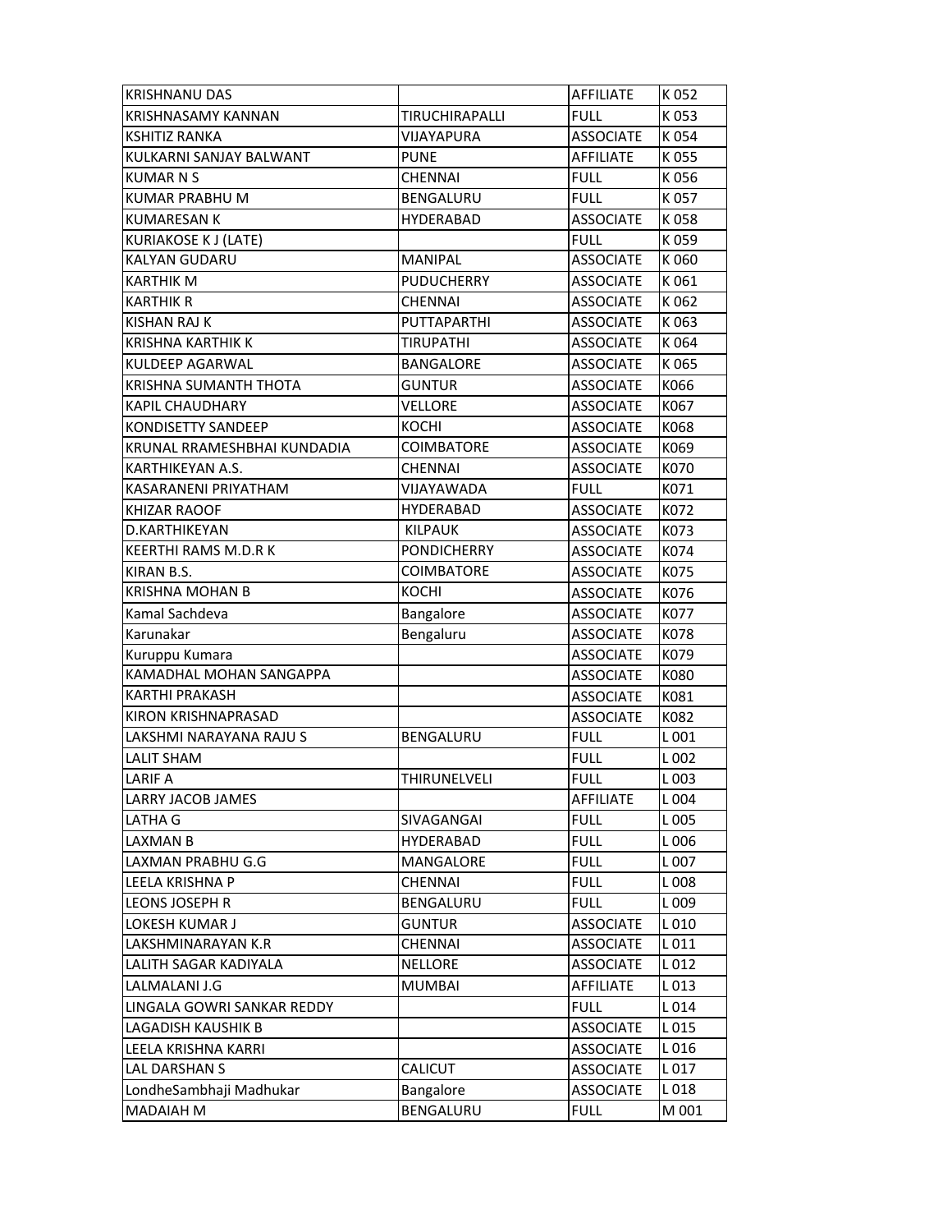| KRISHNANU DAS | | AFFILIATE | K 052 |
|---|---|---|---|
| KRISHNASAMY KANNAN | TIRUCHIRAPALLI | FULL | K 053 |
| KSHITIZ RANKA | VIJAYAPURA | ASSOCIATE | K 054 |
| KULKARNI SANJAY BALWANT | PUNE | AFFILIATE | K 055 |
| KUMAR N S | CHENNAI | FULL | K 056 |
| KUMAR PRABHU M | BENGALURU | FULL | K 057 |
| KUMARESAN K | HYDERABAD | ASSOCIATE | K 058 |
| KURIAKOSE K J (LATE) | | FULL | K 059 |
| KALYAN GUDARU | MANIPAL | ASSOCIATE | K 060 |
| KARTHIK M | PUDUCHERRY | ASSOCIATE | K 061 |
| KARTHIK R | CHENNAI | ASSOCIATE | K 062 |
| KISHAN RAJ K | PUTTAPARTHI | ASSOCIATE | K 063 |
| KRISHNA KARTHIK K | TIRUPATHI | ASSOCIATE | K 064 |
| KULDEEP AGARWAL | BANGALORE | ASSOCIATE | K 065 |
| KRISHNA SUMANTH THOTA | GUNTUR | ASSOCIATE | K066 |
| KAPIL CHAUDHARY | VELLORE | ASSOCIATE | K067 |
| KONDISETTY SANDEEP | KOCHI | ASSOCIATE | K068 |
| KRUNAL RRAMESHBHAI KUNDADIA | COIMBATORE | ASSOCIATE | K069 |
| KARTHIKEYAN A.S. | CHENNAI | ASSOCIATE | K070 |
| KASARANENI PRIYATHAM | VIJAYAWADA | FULL | K071 |
| KHIZAR RAOOF | HYDERABAD | ASSOCIATE | K072 |
| D.KARTHIKEYAN | KILPAUK | ASSOCIATE | K073 |
| KEERTHI RAMS M.D.R K | PONDICHERRY | ASSOCIATE | K074 |
| KIRAN B.S. | COIMBATORE | ASSOCIATE | K075 |
| KRISHNA MOHAN B | KOCHI | ASSOCIATE | K076 |
| Kamal Sachdeva | Bangalore | ASSOCIATE | K077 |
| Karunakar | Bengaluru | ASSOCIATE | K078 |
| Kuruppu Kumara | | ASSOCIATE | K079 |
| KAMADHAL MOHAN SANGAPPA | | ASSOCIATE | K080 |
| KARTHI PRAKASH | | ASSOCIATE | K081 |
| KIRON KRISHNAPRASAD | | ASSOCIATE | K082 |
| LAKSHMI NARAYANA RAJU S | BENGALURU | FULL | L 001 |
| LALIT SHAM | | FULL | L 002 |
| LARIF A | THIRUNELVELI | FULL | L 003 |
| LARRY JACOB JAMES | | AFFILIATE | L 004 |
| LATHA G | SIVAGANGAI | FULL | L 005 |
| LAXMAN B | HYDERABAD | FULL | L 006 |
| LAXMAN PRABHU G.G | MANGALORE | FULL | L 007 |
| LEELA KRISHNA P | CHENNAI | FULL | L 008 |
| LEONS JOSEPH R | BENGALURU | FULL | L 009 |
| LOKESH KUMAR J | GUNTUR | ASSOCIATE | L 010 |
| LAKSHMINARAYAN K.R | CHENNAI | ASSOCIATE | L 011 |
| LALITH SAGAR KADIYALA | NELLORE | ASSOCIATE | L 012 |
| LALMALANI J.G | MUMBAI | AFFILIATE | L 013 |
| LINGALA GOWRI SANKAR REDDY | | FULL | L 014 |
| LAGADISH KAUSHIK B | | ASSOCIATE | L 015 |
| LEELA KRISHNA KARRI | | ASSOCIATE | L 016 |
| LAL DARSHAN S | CALICUT | ASSOCIATE | L 017 |
| LondheSambhaji Madhukar | Bangalore | ASSOCIATE | L 018 |
| MADAIAH M | BENGALURU | FULL | M 001 |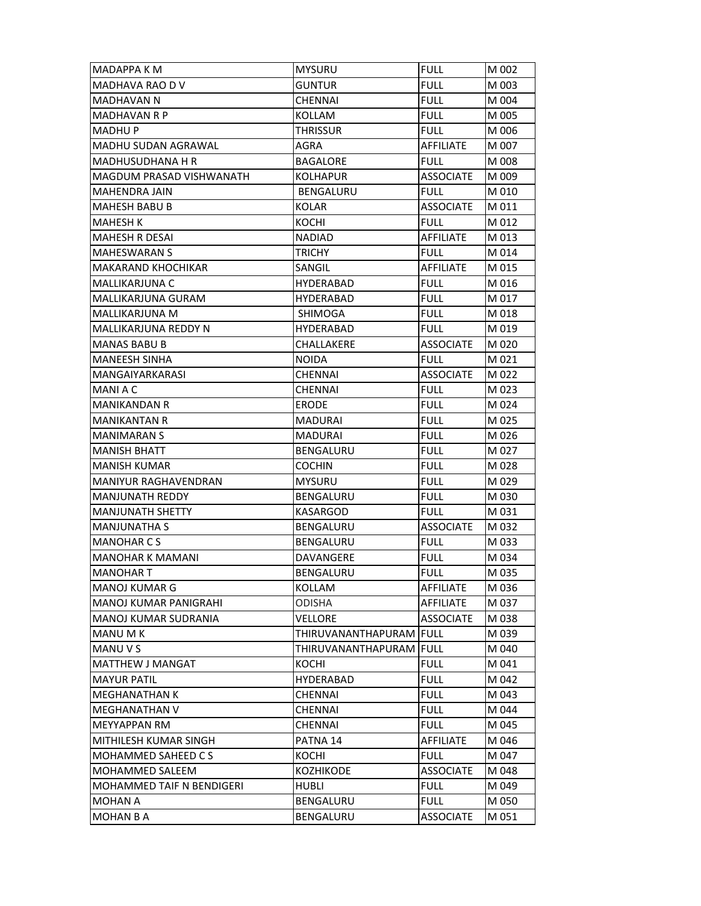| MADAPPA K M | MYSURU | FULL | M 002 |
|---|---|---|---|
| MADHAVA RAO D V | GUNTUR | FULL | M 003 |
| MADHAVAN N | CHENNAI | FULL | M 004 |
| MADHAVAN R P | KOLLAM | FULL | M 005 |
| MADHU P | THRISSUR | FULL | M 006 |
| MADHU SUDAN AGRAWAL | AGRA | AFFILIATE | M 007 |
| MADHUSUDHANA H R | BAGALORE | FULL | M 008 |
| MAGDUM PRASAD VISHWANATH | KOLHAPUR | ASSOCIATE | M 009 |
| MAHENDRA JAIN | BENGALURU | FULL | M 010 |
| MAHESH BABU B | KOLAR | ASSOCIATE | M 011 |
| MAHESH K | KOCHI | FULL | M 012 |
| MAHESH R DESAI | NADIAD | AFFILIATE | M 013 |
| MAHESWARAN S | TRICHY | FULL | M 014 |
| MAKARAND KHOCHIKAR | SANGIL | AFFILIATE | M 015 |
| MALLIKARJUNA C | HYDERABAD | FULL | M 016 |
| MALLIKARJUNA GURAM | HYDERABAD | FULL | M 017 |
| MALLIKARJUNA M | SHIMOGA | FULL | M 018 |
| MALLIKARJUNA REDDY N | HYDERABAD | FULL | M 019 |
| MANAS BABU B | CHALLAKERE | ASSOCIATE | M 020 |
| MANEESH SINHA | NOIDA | FULL | M 021 |
| MANGAIYARKARASI | CHENNAI | ASSOCIATE | M 022 |
| MANI A C | CHENNAI | FULL | M 023 |
| MANIKANDAN R | ERODE | FULL | M 024 |
| MANIKANTAN R | MADURAI | FULL | M 025 |
| MANIMARAN S | MADURAI | FULL | M 026 |
| MANISH BHATT | BENGALURU | FULL | M 027 |
| MANISH KUMAR | COCHIN | FULL | M 028 |
| MANIYUR RAGHAVENDRAN | MYSURU | FULL | M 029 |
| MANJUNATH REDDY | BENGALURU | FULL | M 030 |
| MANJUNATH SHETTY | KASARGOD | FULL | M 031 |
| MANJUNATHA S | BENGALURU | ASSOCIATE | M 032 |
| MANOHAR C S | BENGALURU | FULL | M 033 |
| MANOHAR K MAMANI | DAVANGERE | FULL | M 034 |
| MANOHAR T | BENGALURU | FULL | M 035 |
| MANOJ KUMAR G | KOLLAM | AFFILIATE | M 036 |
| MANOJ KUMAR PANIGRAHI | ODISHA | AFFILIATE | M 037 |
| MANOJ KUMAR SUDRANIA | VELLORE | ASSOCIATE | M 038 |
| MANU M K | THIRUVANANTHAPURAM | FULL | M 039 |
| MANU V S | THIRUVANANTHAPURAM | FULL | M 040 |
| MATTHEW J MANGAT | KOCHI | FULL | M 041 |
| MAYUR PATIL | HYDERABAD | FULL | M 042 |
| MEGHANATHAN K | CHENNAI | FULL | M 043 |
| MEGHANATHAN V | CHENNAI | FULL | M 044 |
| MEYYAPPAN RM | CHENNAI | FULL | M 045 |
| MITHILESH KUMAR SINGH | PATNA 14 | AFFILIATE | M 046 |
| MOHAMMED SAHEED C S | KOCHI | FULL | M 047 |
| MOHAMMED SALEEM | KOZHIKODE | ASSOCIATE | M 048 |
| MOHAMMED TAIF N BENDIGERI | HUBLI | FULL | M 049 |
| MOHAN A | BENGALURU | FULL | M 050 |
| MOHAN B A | BENGALURU | ASSOCIATE | M 051 |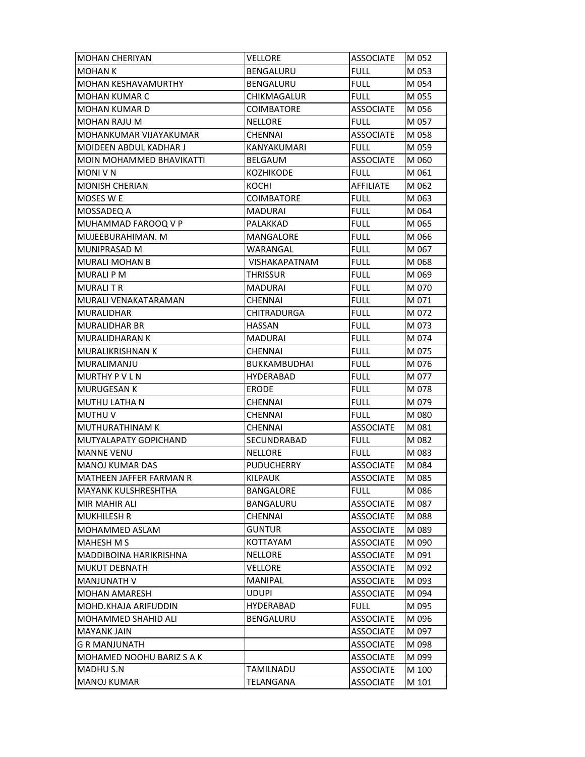| | | | |
|---|---|---|---|
| MOHAN CHERIYAN | VELLORE | ASSOCIATE | M 052 |
| MOHAN K | BENGALURU | FULL | M 053 |
| MOHAN KESHAVAMURTHY | BENGALURU | FULL | M 054 |
| MOHAN KUMAR C | CHIKMAGALUR | FULL | M 055 |
| MOHAN KUMAR D | COIMBATORE | ASSOCIATE | M 056 |
| MOHAN RAJU M | NELLORE | FULL | M 057 |
| MOHANKUMAR VIJAYAKUMAR | CHENNAI | ASSOCIATE | M 058 |
| MOIDEEN ABDUL KADHAR J | KANYAKUMARI | FULL | M 059 |
| MOIN MOHAMMED BHAVIKATTI | BELGAUM | ASSOCIATE | M 060 |
| MONI V N | KOZHIKODE | FULL | M 061 |
| MONISH CHERIAN | KOCHI | AFFILIATE | M 062 |
| MOSES W E | COIMBATORE | FULL | M 063 |
| MOSSADEQ A | MADURAI | FULL | M 064 |
| MUHAMMAD FAROOQ V P | PALAKKAD | FULL | M 065 |
| MUJEEBURAHIMAN. M | MANGALORE | FULL | M 066 |
| MUNIPRASAD M | WARANGAL | FULL | M 067 |
| MURALI MOHAN B | VISHAKAPATNAM | FULL | M 068 |
| MURALI P M | THRISSUR | FULL | M 069 |
| MURALI T R | MADURAI | FULL | M 070 |
| MURALI VENAKATARAMAN | CHENNAI | FULL | M 071 |
| MURALIDHAR | CHITRADURGA | FULL | M 072 |
| MURALIDHAR BR | HASSAN | FULL | M 073 |
| MURALIDHARAN K | MADURAI | FULL | M 074 |
| MURALIKRISHNAN K | CHENNAI | FULL | M 075 |
| MURALIMANJU | BUKKAMBUDHAI | FULL | M 076 |
| MURTHY P V L N | HYDERABAD | FULL | M 077 |
| MURUGESAN K | ERODE | FULL | M 078 |
| MUTHU LATHA N | CHENNAI | FULL | M 079 |
| MUTHU V | CHENNAI | FULL | M 080 |
| MUTHURATHINAM K | CHENNAI | ASSOCIATE | M 081 |
| MUTYALAPATY GOPICHAND | SECUNDRABAD | FULL | M 082 |
| MANNE VENU | NELLORE | FULL | M 083 |
| MANOJ KUMAR DAS | PUDUCHERRY | ASSOCIATE | M 084 |
| MATHEEN JAFFER FARMAN R | KILPAUK | ASSOCIATE | M 085 |
| MAYANK KULSHRESHTHA | BANGALORE | FULL | M 086 |
| MIR MAHIR ALI | BANGALURU | ASSOCIATE | M 087 |
| MUKHILESH R | CHENNAI | ASSOCIATE | M 088 |
| MOHAMMED ASLAM | GUNTUR | ASSOCIATE | M 089 |
| MAHESH M S | KOTTAYAM | ASSOCIATE | M 090 |
| MADDIBOINA HARIKRISHNA | NELLORE | ASSOCIATE | M 091 |
| MUKUT DEBNATH | VELLORE | ASSOCIATE | M 092 |
| MANJUNATH V | MANIPAL | ASSOCIATE | M 093 |
| MOHAN AMARESH | UDUPI | ASSOCIATE | M 094 |
| MOHD.KHAJA ARIFUDDIN | HYDERABAD | FULL | M 095 |
| MOHAMMED SHAHID ALI | BENGALURU | ASSOCIATE | M 096 |
| MAYANK JAIN | | ASSOCIATE | M 097 |
| G R MANJUNATH | | ASSOCIATE | M 098 |
| MOHAMED NOOHU BARIZ S A K | | ASSOCIATE | M 099 |
| MADHU S.N | TAMILNADU | ASSOCIATE | M 100 |
| MANOJ KUMAR | TELANGANA | ASSOCIATE | M 101 |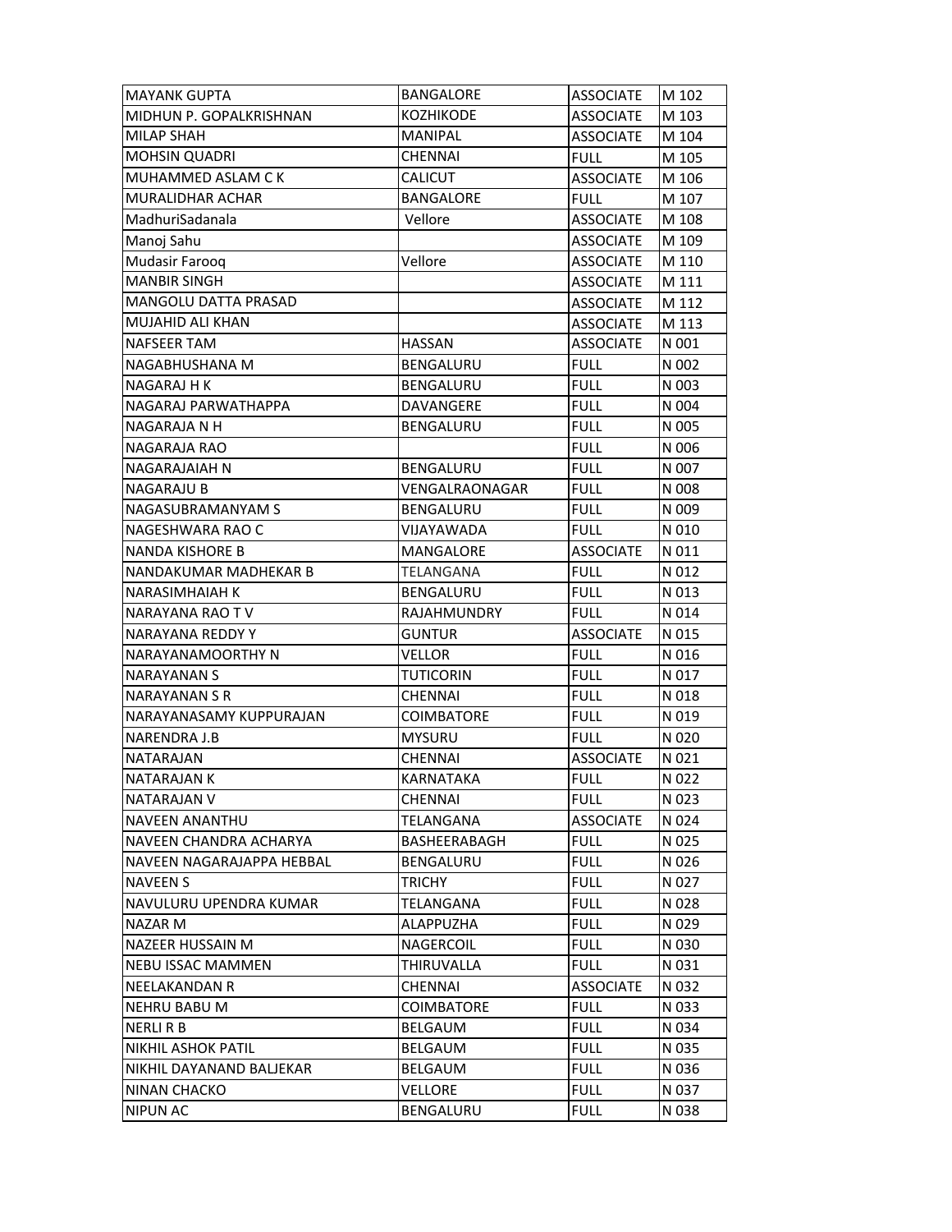| | | | |
|---|---|---|---|
| MAYANK GUPTA | BANGALORE | ASSOCIATE | M 102 |
| MIDHUN P. GOPALKRISHNAN | KOZHIKODE | ASSOCIATE | M 103 |
| MILAP SHAH | MANIPAL | ASSOCIATE | M 104 |
| MOHSIN QUADRI | CHENNAI | FULL | M 105 |
| MUHAMMED ASLAM C K | CALICUT | ASSOCIATE | M 106 |
| MURALIDHAR ACHAR | BANGALORE | FULL | M 107 |
| MadhuriSadanala | Vellore | ASSOCIATE | M 108 |
| Manoj Sahu | | ASSOCIATE | M 109 |
| Mudasir Farooq | Vellore | ASSOCIATE | M 110 |
| MANBIR SINGH | | ASSOCIATE | M 111 |
| MANGOLU DATTA PRASAD | | ASSOCIATE | M 112 |
| MUJAHID ALI KHAN | | ASSOCIATE | M 113 |
| NAFSEER TAM | HASSAN | ASSOCIATE | N 001 |
| NAGABHUSHANA M | BENGALURU | FULL | N 002 |
| NAGARAJ H K | BENGALURU | FULL | N 003 |
| NAGARAJ PARWATHAPPA | DAVANGERE | FULL | N 004 |
| NAGARAJA N H | BENGALURU | FULL | N 005 |
| NAGARAJA RAO | | FULL | N 006 |
| NAGARAJAIAH N | BENGALURU | FULL | N 007 |
| NAGARAJU B | VENGALRAONAGAR | FULL | N 008 |
| NAGASUBRAMANYAM S | BENGALURU | FULL | N 009 |
| NAGESHWARA RAO C | VIJAYAWADA | FULL | N 010 |
| NANDA KISHORE B | MANGALORE | ASSOCIATE | N 011 |
| NANDAKUMAR MADHEKAR B | TELANGANA | FULL | N 012 |
| NARASIMHAIAH K | BENGALURU | FULL | N 013 |
| NARAYANA RAO T V | RAJAHMUNDRY | FULL | N 014 |
| NARAYANA REDDY Y | GUNTUR | ASSOCIATE | N 015 |
| NARAYANAMOORTHY N | VELLOR | FULL | N 016 |
| NARAYANAN S | TUTICORIN | FULL | N 017 |
| NARAYANAN S R | CHENNAI | FULL | N 018 |
| NARAYANASAMY KUPPURAJAN | COIMBATORE | FULL | N 019 |
| NARENDRA J.B | MYSURU | FULL | N 020 |
| NATARAJAN | CHENNAI | ASSOCIATE | N 021 |
| NATARAJAN K | KARNATAKA | FULL | N 022 |
| NATARAJAN V | CHENNAI | FULL | N 023 |
| NAVEEN ANANTHU | TELANGANA | ASSOCIATE | N 024 |
| NAVEEN CHANDRA ACHARYA | BASHEERABAGH | FULL | N 025 |
| NAVEEN NAGARAJAPPA HEBBAL | BENGALURU | FULL | N 026 |
| NAVEEN S | TRICHY | FULL | N 027 |
| NAVULURU UPENDRA KUMAR | TELANGANA | FULL | N 028 |
| NAZAR M | ALAPPUZHA | FULL | N 029 |
| NAZEER HUSSAIN M | NAGERCOIL | FULL | N 030 |
| NEBU ISSAC MAMMEN | THIRUVALLA | FULL | N 031 |
| NEELAKANDAN R | CHENNAI | ASSOCIATE | N 032 |
| NEHRU BABU M | COIMBATORE | FULL | N 033 |
| NERLI R B | BELGAUM | FULL | N 034 |
| NIKHIL ASHOK PATIL | BELGAUM | FULL | N 035 |
| NIKHIL DAYANAND BALJEKAR | BELGAUM | FULL | N 036 |
| NINAN CHACKO | VELLORE | FULL | N 037 |
| NIPUN AC | BENGALURU | FULL | N 038 |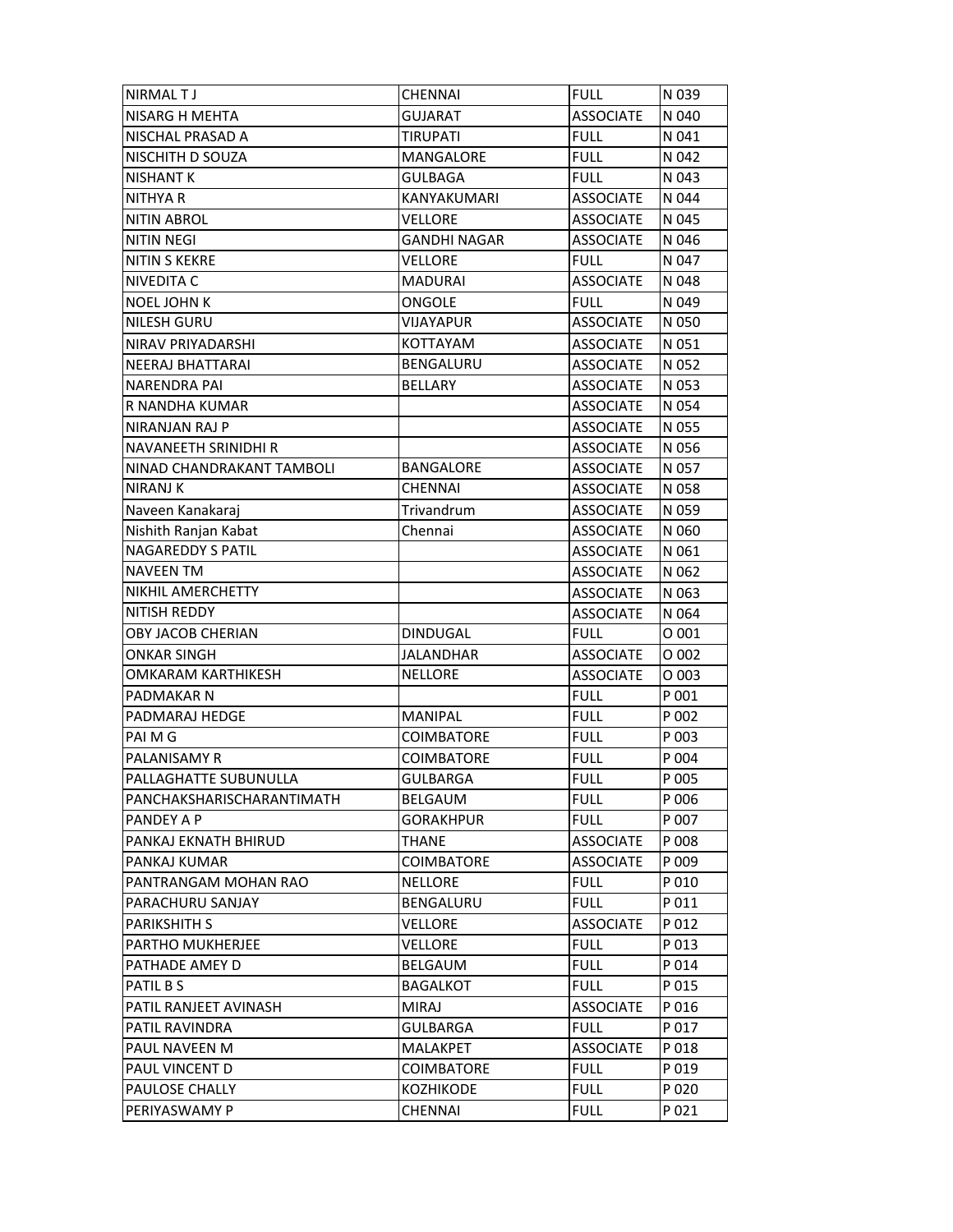| | | | |
|---|---|---|---|
| NIRMAL T J | CHENNAI | FULL | N 039 |
| NISARG H MEHTA | GUJARAT | ASSOCIATE | N 040 |
| NISCHAL PRASAD A | TIRUPATI | FULL | N 041 |
| NISCHITH D SOUZA | MANGALORE | FULL | N 042 |
| NISHANT K | GULBAGA | FULL | N 043 |
| NITHYA R | KANYAKUMARI | ASSOCIATE | N 044 |
| NITIN ABROL | VELLORE | ASSOCIATE | N 045 |
| NITIN NEGI | GANDHI NAGAR | ASSOCIATE | N 046 |
| NITIN S KEKRE | VELLORE | FULL | N 047 |
| NIVEDITA C | MADURAI | ASSOCIATE | N 048 |
| NOEL JOHN K | ONGOLE | FULL | N 049 |
| NILESH GURU | VIJAYAPUR | ASSOCIATE | N 050 |
| NIRAV PRIYADARSHI | KOTTAYAM | ASSOCIATE | N 051 |
| NEERAJ BHATTARAI | BENGALURU | ASSOCIATE | N 052 |
| NARENDRA PAI | BELLARY | ASSOCIATE | N 053 |
| R NANDHA KUMAR | | ASSOCIATE | N 054 |
| NIRANJAN RAJ P | | ASSOCIATE | N 055 |
| NAVANEETH SRINIDHI R | | ASSOCIATE | N 056 |
| NINAD CHANDRAKANT TAMBOLI | BANGALORE | ASSOCIATE | N 057 |
| NIRANJ K | CHENNAI | ASSOCIATE | N 058 |
| Naveen Kanakaraj | Trivandrum | ASSOCIATE | N 059 |
| Nishith Ranjan Kabat | Chennai | ASSOCIATE | N 060 |
| NAGAREDDY S PATIL | | ASSOCIATE | N 061 |
| NAVEEN TM | | ASSOCIATE | N 062 |
| NIKHIL AMERCHETTY | | ASSOCIATE | N 063 |
| NITISH REDDY | | ASSOCIATE | N 064 |
| OBY JACOB CHERIAN | DINDUGAL | FULL | O 001 |
| ONKAR SINGH | JALANDHAR | ASSOCIATE | O 002 |
| OMKARAM KARTHIKESH | NELLORE | ASSOCIATE | O 003 |
| PADMAKAR N | | FULL | P 001 |
| PADMARAJ HEDGE | MANIPAL | FULL | P 002 |
| PAI M G | COIMBATORE | FULL | P 003 |
| PALANISAMY R | COIMBATORE | FULL | P 004 |
| PALLAGHATTE SUBUNULLA | GULBARGA | FULL | P 005 |
| PANCHAKSHARISCHARANTIMATH | BELGAUM | FULL | P 006 |
| PANDEY A P | GORAKHPUR | FULL | P 007 |
| PANKAJ EKNATH BHIRUD | THANE | ASSOCIATE | P 008 |
| PANKAJ KUMAR | COIMBATORE | ASSOCIATE | P 009 |
| PANTRANGAM MOHAN RAO | NELLORE | FULL | P 010 |
| PARACHURU SANJAY | BENGALURU | FULL | P 011 |
| PARIKSHITH S | VELLORE | ASSOCIATE | P 012 |
| PARTHO MUKHERJEE | VELLORE | FULL | P 013 |
| PATHADE AMEY D | BELGAUM | FULL | P 014 |
| PATIL B S | BAGALKOT | FULL | P 015 |
| PATIL RANJEET AVINASH | MIRAJ | ASSOCIATE | P 016 |
| PATIL RAVINDRA | GULBARGA | FULL | P 017 |
| PAUL NAVEEN M | MALAKPET | ASSOCIATE | P 018 |
| PAUL VINCENT D | COIMBATORE | FULL | P 019 |
| PAULOSE CHALLY | KOZHIKODE | FULL | P 020 |
| PERIYASWAMY P | CHENNAI | FULL | P 021 |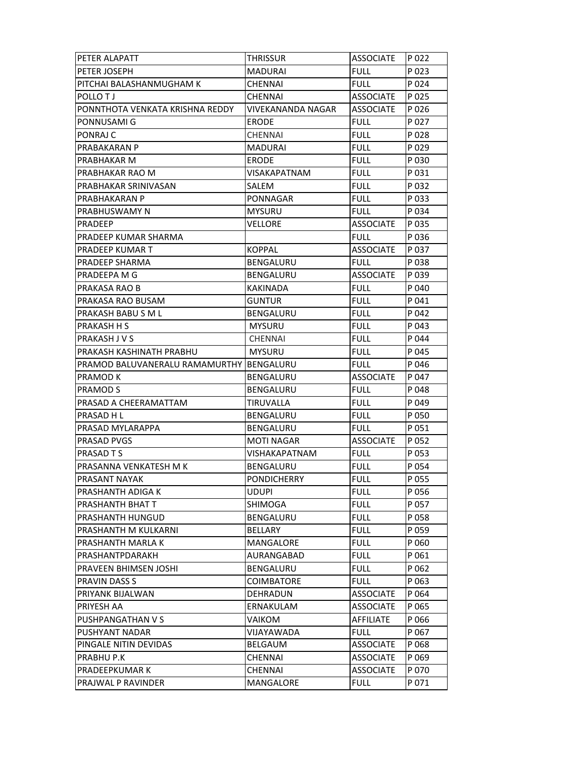| | | | |
|---|---|---|---|
| PETER ALAPATT | THRISSUR | ASSOCIATE | P 022 |
| PETER JOSEPH | MADURAI | FULL | P 023 |
| PITCHAI BALASHANMUGHAM K | CHENNAI | FULL | P 024 |
| POLLO T J | CHENNAI | ASSOCIATE | P 025 |
| PONNTHOTA VENKATA KRISHNA REDDY | VIVEKANANDA NAGAR | ASSOCIATE | P 026 |
| PONNUSAMI G | ERODE | FULL | P 027 |
| PONRAJ C | CHENNAI | FULL | P 028 |
| PRABAKARAN P | MADURAI | FULL | P 029 |
| PRABHAKAR M | ERODE | FULL | P 030 |
| PRABHAKAR RAO M | VISAKAPATNAM | FULL | P 031 |
| PRABHAKAR SRINIVASAN | SALEM | FULL | P 032 |
| PRABHAKARAN P | PONNAGAR | FULL | P 033 |
| PRABHUSWAMY N | MYSURU | FULL | P 034 |
| PRADEEP | VELLORE | ASSOCIATE | P 035 |
| PRADEEP KUMAR SHARMA | | FULL | P 036 |
| PRADEEP KUMAR T | KOPPAL | ASSOCIATE | P 037 |
| PRADEEP SHARMA | BENGALURU | FULL | P 038 |
| PRADEEPA M G | BENGALURU | ASSOCIATE | P 039 |
| PRAKASA RAO B | KAKINADA | FULL | P 040 |
| PRAKASA RAO BUSAM | GUNTUR | FULL | P 041 |
| PRAKASH BABU S M L | BENGALURU | FULL | P 042 |
| PRAKASH H S | MYSURU | FULL | P 043 |
| PRAKASH J V S | CHENNAI | FULL | P 044 |
| PRAKASH KASHINATH PRABHU | MYSURU | FULL | P 045 |
| PRAMOD BALUVANERALU RAMAMURTHY | BENGALURU | FULL | P 046 |
| PRAMOD K | BENGALURU | ASSOCIATE | P 047 |
| PRAMOD S | BENGALURU | FULL | P 048 |
| PRASAD A CHEERAMATTAM | TIRUVALLA | FULL | P 049 |
| PRASAD H L | BENGALURU | FULL | P 050 |
| PRASAD MYLARAPPA | BENGALURU | FULL | P 051 |
| PRASAD PVGS | MOTI NAGAR | ASSOCIATE | P 052 |
| PRASAD T S | VISHAKAPATNAM | FULL | P 053 |
| PRASANNA VENKATESH M K | BENGALURU | FULL | P 054 |
| PRASANT NAYAK | PONDICHERRY | FULL | P 055 |
| PRASHANTH ADIGA K | UDUPI | FULL | P 056 |
| PRASHANTH BHAT T | SHIMOGA | FULL | P 057 |
| PRASHANTH HUNGUD | BENGALURU | FULL | P 058 |
| PRASHANTH M KULKARNI | BELLARY | FULL | P 059 |
| PRASHANTH MARLA K | MANGALORE | FULL | P 060 |
| PRASHANTPDARAKH | AURANGABAD | FULL | P 061 |
| PRAVEEN BHIMSEN JOSHI | BENGALURU | FULL | P 062 |
| PRAVIN DASS S | COIMBATORE | FULL | P 063 |
| PRIYANK BIJALWAN | DEHRADUN | ASSOCIATE | P 064 |
| PRIYESH AA | ERNAKULAM | ASSOCIATE | P 065 |
| PUSHPANGATHAN V S | VAIKOM | AFFILIATE | P 066 |
| PUSHYANT NADAR | VIJAYAWADA | FULL | P 067 |
| PINGALE NITIN DEVIDAS | BELGAUM | ASSOCIATE | P 068 |
| PRABHU P.K | CHENNAI | ASSOCIATE | P 069 |
| PRADEEPKUMAR K | CHENNAI | ASSOCIATE | P 070 |
| PRAJWAL P RAVINDER | MANGALORE | FULL | P 071 |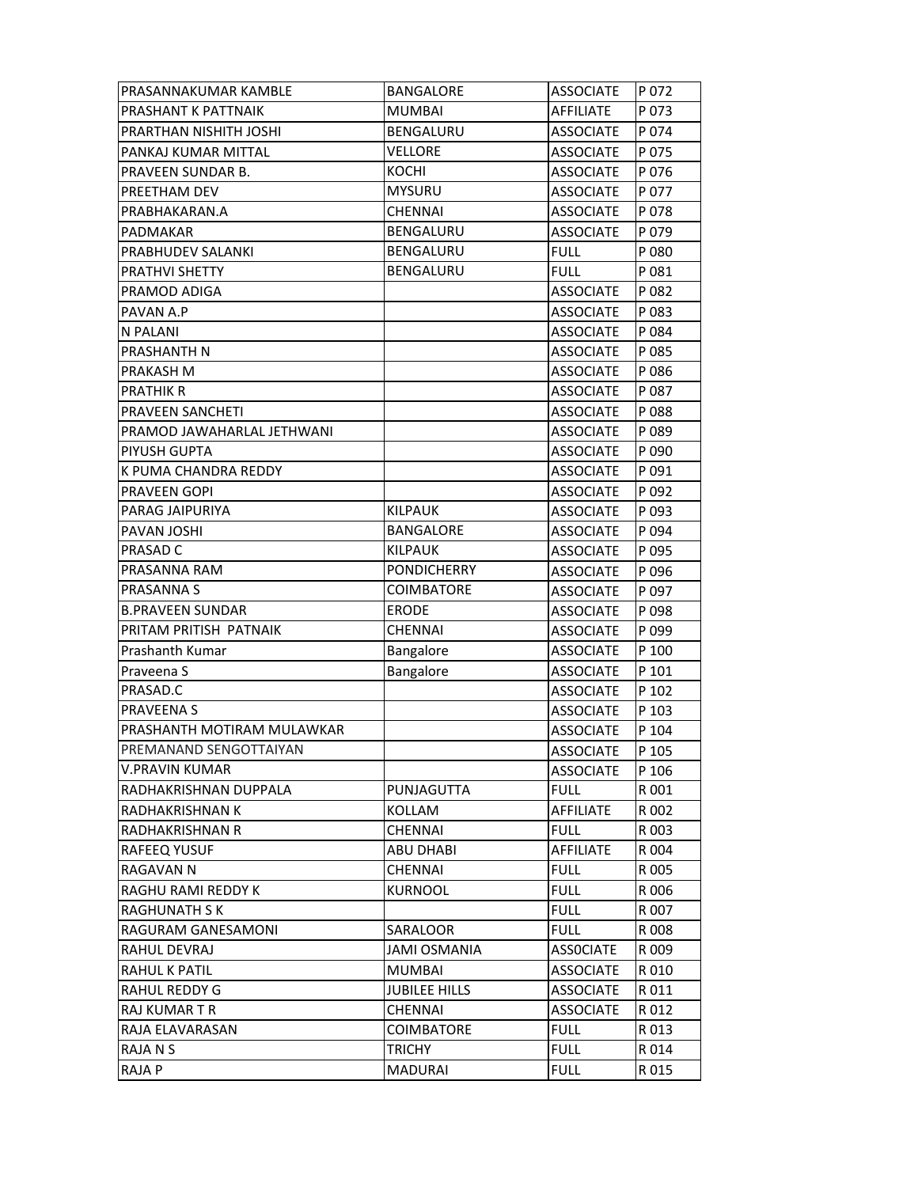| | | | |
|---|---|---|---|
| PRASANNAKUMAR KAMBLE | BANGALORE | ASSOCIATE | P 072 |
| PRASHANT K PATTNAIK | MUMBAI | AFFILIATE | P 073 |
| PRARTHAN NISHITH JOSHI | BENGALURU | ASSOCIATE | P 074 |
| PANKAJ KUMAR MITTAL | VELLORE | ASSOCIATE | P 075 |
| PRAVEEN SUNDAR B. | KOCHI | ASSOCIATE | P 076 |
| PREETHAM DEV | MYSURU | ASSOCIATE | P 077 |
| PRABHAKARAN.A | CHENNAI | ASSOCIATE | P 078 |
| PADMAKAR | BENGALURU | ASSOCIATE | P 079 |
| PRABHUDEV SALANKI | BENGALURU | FULL | P 080 |
| PRATHVI SHETTY | BENGALURU | FULL | P 081 |
| PRAMOD ADIGA | | ASSOCIATE | P 082 |
| PAVAN A.P | | ASSOCIATE | P 083 |
| N PALANI | | ASSOCIATE | P 084 |
| PRASHANTH N | | ASSOCIATE | P 085 |
| PRAKASH M | | ASSOCIATE | P 086 |
| PRATHIK R | | ASSOCIATE | P 087 |
| PRAVEEN SANCHETI | | ASSOCIATE | P 088 |
| PRAMOD JAWAHARLAL JETHWANI | | ASSOCIATE | P 089 |
| PIYUSH GUPTA | | ASSOCIATE | P 090 |
| K PUMA CHANDRA REDDY | | ASSOCIATE | P 091 |
| PRAVEEN GOPI | | ASSOCIATE | P 092 |
| PARAG JAIPURIYA | KILPAUK | ASSOCIATE | P 093 |
| PAVAN JOSHI | BANGALORE | ASSOCIATE | P 094 |
| PRASAD C | KILPAUK | ASSOCIATE | P 095 |
| PRASANNA RAM | PONDICHERRY | ASSOCIATE | P 096 |
| PRASANNA S | COIMBATORE | ASSOCIATE | P 097 |
| B.PRAVEEN SUNDAR | ERODE | ASSOCIATE | P 098 |
| PRITAM PRITISH PATNAIK | CHENNAI | ASSOCIATE | P 099 |
| Prashanth Kumar | Bangalore | ASSOCIATE | P 100 |
| Praveena S | Bangalore | ASSOCIATE | P 101 |
| PRASAD.C | | ASSOCIATE | P 102 |
| PRAVEENA S | | ASSOCIATE | P 103 |
| PRASHANTH MOTIRAM MULAWKAR | | ASSOCIATE | P 104 |
| PREMANAND SENGOTTAIYAN | | ASSOCIATE | P 105 |
| V.PRAVIN KUMAR | | ASSOCIATE | P 106 |
| RADHAKRISHNAN DUPPALA | PUNJAGUTTA | FULL | R 001 |
| RADHAKRISHNAN K | KOLLAM | AFFILIATE | R 002 |
| RADHAKRISHNAN R | CHENNAI | FULL | R 003 |
| RAFEEQ YUSUF | ABU DHABI | AFFILIATE | R 004 |
| RAGAVAN N | CHENNAI | FULL | R 005 |
| RAGHU RAMI REDDY K | KURNOOL | FULL | R 006 |
| RAGHUNATH S K | | FULL | R 007 |
| RAGURAM GANESAMONI | SARALOOR | FULL | R 008 |
| RAHUL DEVRAJ | JAMI OSMANIA | ASSOCIATE | R 009 |
| RAHUL K PATIL | MUMBAI | ASSOCIATE | R 010 |
| RAHUL REDDY G | JUBILEE HILLS | ASSOCIATE | R 011 |
| RAJ KUMAR T R | CHENNAI | ASSOCIATE | R 012 |
| RAJA ELAVARASAN | COIMBATORE | FULL | R 013 |
| RAJA N S | TRICHY | FULL | R 014 |
| RAJA P | MADURAI | FULL | R 015 |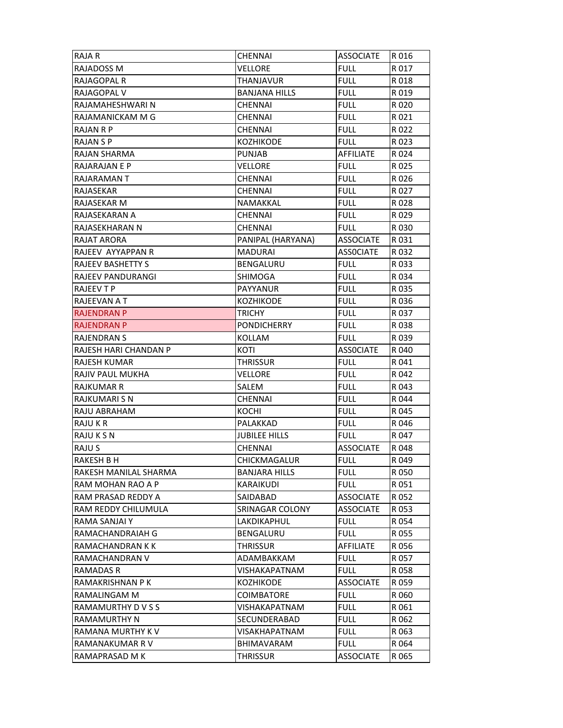| RAJA R | CHENNAI | ASSOCIATE | R 016 |
|---|---|---|---|
| RAJADOSS M | VELLORE | FULL | R 017 |
| RAJAGOPAL R | THANJAVUR | FULL | R 018 |
| RAJAGOPAL V | BANJANA HILLS | FULL | R 019 |
| RAJAMAHESHWARI N | CHENNAI | FULL | R 020 |
| RAJAMANICKAM M G | CHENNAI | FULL | R 021 |
| RAJAN R P | CHENNAI | FULL | R 022 |
| RAJAN S P | KOZHIKODE | FULL | R 023 |
| RAJAN SHARMA | PUNJAB | AFFILIATE | R 024 |
| RAJARAJAN E P | VELLORE | FULL | R 025 |
| RAJARAMAN T | CHENNAI | FULL | R 026 |
| RAJASEKAR | CHENNAI | FULL | R 027 |
| RAJASEKAR M | NAMAKKAL | FULL | R 028 |
| RAJASEKARAN A | CHENNAI | FULL | R 029 |
| RAJASEKHARAN N | CHENNAI | FULL | R 030 |
| RAJAT ARORA | PANIPAL (HARYANA) | ASSOCIATE | R 031 |
| RAJEEV AYYAPPAN R | MADURAI | ASSOCIATE | R 032 |
| RAJEEV BASHETTY S | BENGALURU | FULL | R 033 |
| RAJEEV PANDURANGI | SHIMOGA | FULL | R 034 |
| RAJEEV T P | PAYYANUR | FULL | R 035 |
| RAJEEVAN A T | KOZHIKODE | FULL | R 036 |
| RAJENDRAN P | TRICHY | FULL | R 037 |
| RAJENDRAN P | PONDICHERRY | FULL | R 038 |
| RAJENDRAN S | KOLLAM | FULL | R 039 |
| RAJESH HARI CHANDAN P | KOTI | ASSOCIATE | R 040 |
| RAJESH KUMAR | THRISSUR | FULL | R 041 |
| RAJIV PAUL MUKHA | VELLORE | FULL | R 042 |
| RAJKUMAR R | SALEM | FULL | R 043 |
| RAJKUMARI S N | CHENNAI | FULL | R 044 |
| RAJU ABRAHAM | KOCHI | FULL | R 045 |
| RAJU K R | PALAKKAD | FULL | R 046 |
| RAJU K S N | JUBILEE HILLS | FULL | R 047 |
| RAJU S | CHENNAI | ASSOCIATE | R 048 |
| RAKESH B H | CHICKMAGALUR | FULL | R 049 |
| RAKESH MANILAL SHARMA | BANJARA HILLS | FULL | R 050 |
| RAM MOHAN RAO A P | KARAIKUDI | FULL | R 051 |
| RAM PRASAD REDDY A | SAIDABAD | ASSOCIATE | R 052 |
| RAM REDDY CHILUMULA | SRINAGAR COLONY | ASSOCIATE | R 053 |
| RAMA SANJAI Y | LAKDIKAPHUL | FULL | R 054 |
| RAMACHANDRAIAH G | BENGALURU | FULL | R 055 |
| RAMACHANDRAN K K | THRISSUR | AFFILIATE | R 056 |
| RAMACHANDRAN V | ADAMBAKKAM | FULL | R 057 |
| RAMADAS R | VISHAKAPATNAM | FULL | R 058 |
| RAMAKRISHNAN P K | KOZHIKODE | ASSOCIATE | R 059 |
| RAMALINGAM M | COIMBATORE | FULL | R 060 |
| RAMAMURTHY D V S S | VISHAKAPATNAM | FULL | R 061 |
| RAMAMURTHY N | SECUNDERABAD | FULL | R 062 |
| RAMANA MURTHY K V | VISAKHAPATNAM | FULL | R 063 |
| RAMANAKUMAR R V | BHIMAVARAM | FULL | R 064 |
| RAMAPRASAD M K | THRISSUR | ASSOCIATE | R 065 |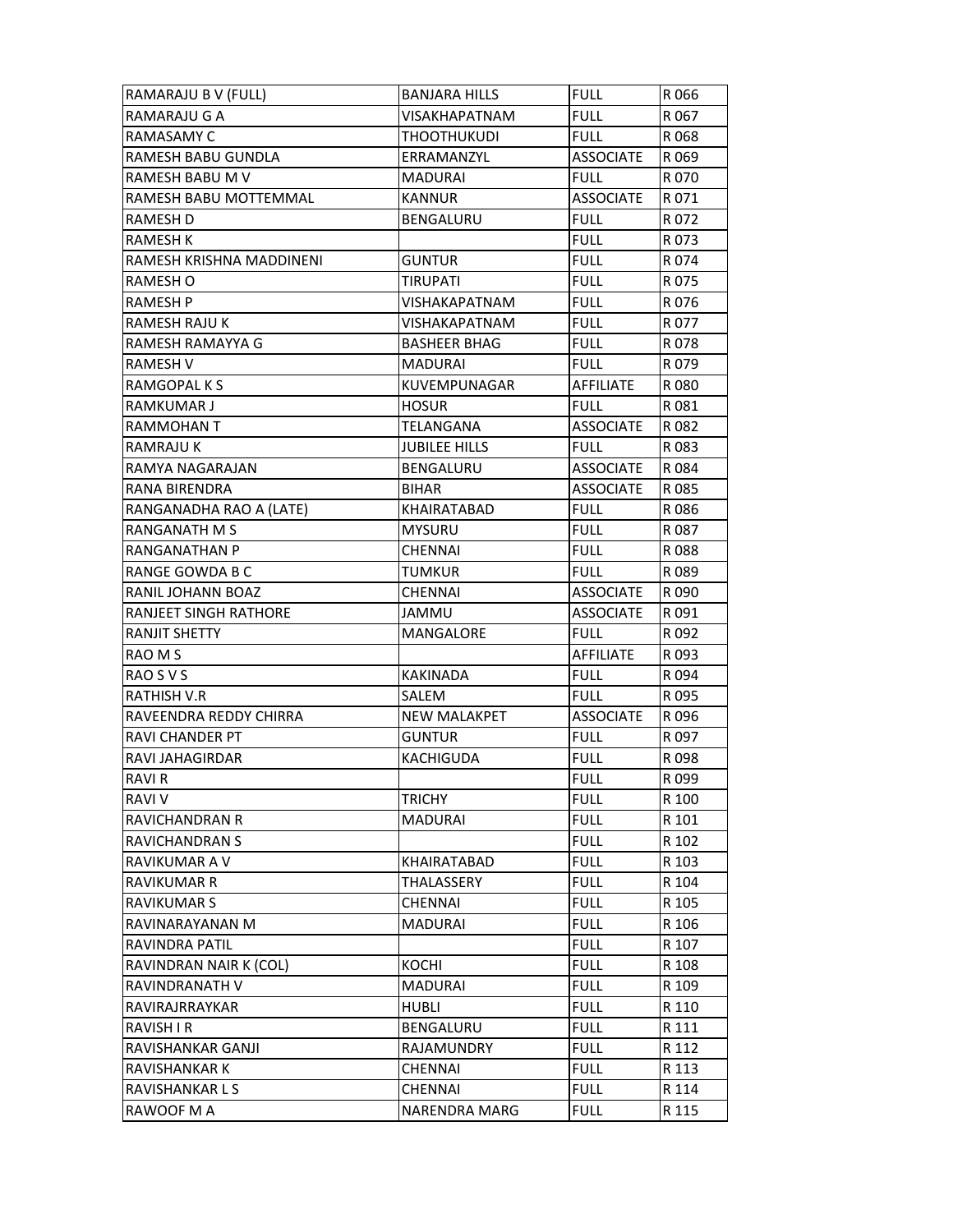| | | | |
|---|---|---|---|
| RAMARAJU B V (FULL) | BANJARA HILLS | FULL | R 066 |
| RAMARAJU G A | VISAKHAPATNAM | FULL | R 067 |
| RAMASAMY C | THOOTHUKUDI | FULL | R 068 |
| RAMESH BABU GUNDLA | ERRAMANZYL | ASSOCIATE | R 069 |
| RAMESH BABU M V | MADURAI | FULL | R 070 |
| RAMESH BABU MOTTEMMAL | KANNUR | ASSOCIATE | R 071 |
| RAMESH D | BENGALURU | FULL | R 072 |
| RAMESH K | | FULL | R 073 |
| RAMESH KRISHNA MADDINENI | GUNTUR | FULL | R 074 |
| RAMESH O | TIRUPATI | FULL | R 075 |
| RAMESH P | VISHAKAPATNAM | FULL | R 076 |
| RAMESH RAJU K | VISHAKAPATNAM | FULL | R 077 |
| RAMESH RAMAYYA G | BASHEER BHAG | FULL | R 078 |
| RAMESH V | MADURAI | FULL | R 079 |
| RAMGOPAL K S | KUVEMPUNAGAR | AFFILIATE | R 080 |
| RAMKUMAR J | HOSUR | FULL | R 081 |
| RAMMOHAN T | TELANGANA | ASSOCIATE | R 082 |
| RAMRAJU K | JUBILEE HILLS | FULL | R 083 |
| RAMYA NAGARAJAN | BENGALURU | ASSOCIATE | R 084 |
| RANA BIRENDRA | BIHAR | ASSOCIATE | R 085 |
| RANGANADHA RAO A (LATE) | KHAIRATABAD | FULL | R 086 |
| RANGANATH M S | MYSURU | FULL | R 087 |
| RANGANATHAN P | CHENNAI | FULL | R 088 |
| RANGE GOWDA B C | TUMKUR | FULL | R 089 |
| RANIL JOHANN BOAZ | CHENNAI | ASSOCIATE | R 090 |
| RANJEET SINGH RATHORE | JAMMU | ASSOCIATE | R 091 |
| RANJIT SHETTY | MANGALORE | FULL | R 092 |
| RAO M S | | AFFILIATE | R 093 |
| RAO S V S | KAKINADA | FULL | R 094 |
| RATHISH V.R | SALEM | FULL | R 095 |
| RAVEENDRA REDDY CHIRRA | NEW MALAKPET | ASSOCIATE | R 096 |
| RAVI CHANDER PT | GUNTUR | FULL | R 097 |
| RAVI JAHAGIRDAR | KACHIGUDA | FULL | R 098 |
| RAVI R | | FULL | R 099 |
| RAVI V | TRICHY | FULL | R 100 |
| RAVICHANDRAN R | MADURAI | FULL | R 101 |
| RAVICHANDRAN S | | FULL | R 102 |
| RAVIKUMAR A V | KHAIRATABAD | FULL | R 103 |
| RAVIKUMAR R | THALASSERY | FULL | R 104 |
| RAVIKUMAR S | CHENNAI | FULL | R 105 |
| RAVINARAYANAN M | MADURAI | FULL | R 106 |
| RAVINDRA PATIL | | FULL | R 107 |
| RAVINDRAN NAIR K (COL) | KOCHI | FULL | R 108 |
| RAVINDRANATH V | MADURAI | FULL | R 109 |
| RAVIRAJRRAYKAR | HUBLI | FULL | R 110 |
| RAVISH I R | BENGALURU | FULL | R 111 |
| RAVISHANKAR GANJI | RAJAMUNDRY | FULL | R 112 |
| RAVISHANKAR K | CHENNAI | FULL | R 113 |
| RAVISHANKAR L S | CHENNAI | FULL | R 114 |
| RAWOOF M A | NARENDRA MARG | FULL | R 115 |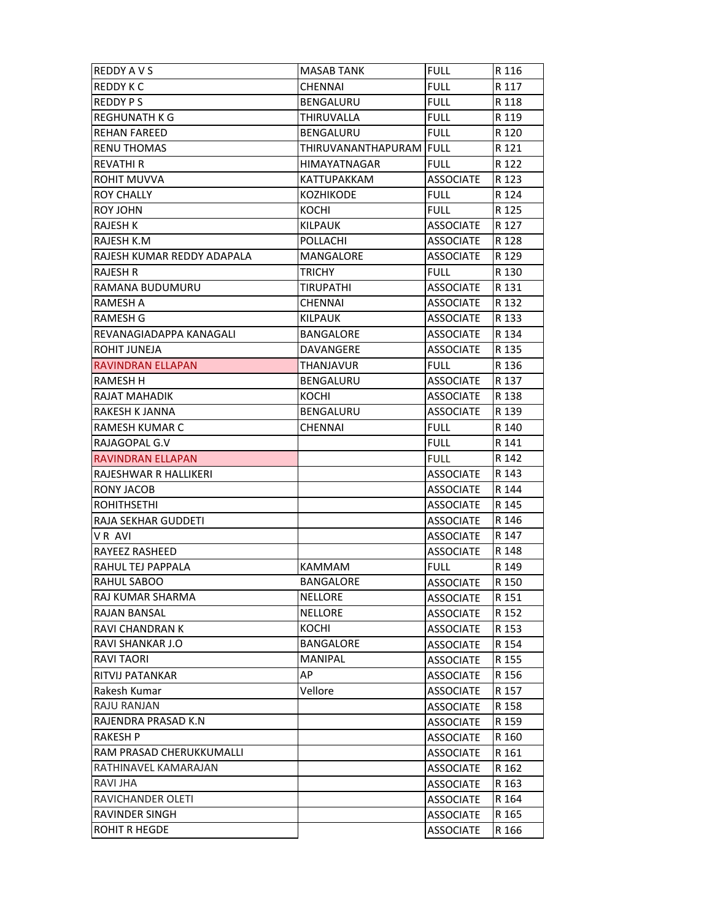| | | | |
|---|---|---|---|
| REDDY A V S | MASAB TANK | FULL | R 116 |
| REDDY K C | CHENNAI | FULL | R 117 |
| REDDY P S | BENGALURU | FULL | R 118 |
| REGHUNATH K G | THIRUVALLA | FULL | R 119 |
| REHAN FAREED | BENGALURU | FULL | R 120 |
| RENU THOMAS | THIRUVANANTHAPURAM | FULL | R 121 |
| REVATHI R | HIMAYATNAGAR | FULL | R 122 |
| ROHIT MUVVA | KATTUPAKKAM | ASSOCIATE | R 123 |
| ROY CHALLY | KOZHIKODE | FULL | R 124 |
| ROY JOHN | KOCHI | FULL | R 125 |
| RAJESH K | KILPAUK | ASSOCIATE | R 127 |
| RAJESH K.M | POLLACHI | ASSOCIATE | R 128 |
| RAJESH KUMAR REDDY ADAPALA | MANGALORE | ASSOCIATE | R 129 |
| RAJESH R | TRICHY | FULL | R 130 |
| RAMANA BUDUMURU | TIRUPATHI | ASSOCIATE | R 131 |
| RAMESH A | CHENNAI | ASSOCIATE | R 132 |
| RAMESH G | KILPAUK | ASSOCIATE | R 133 |
| REVANAGIADAPPA KANAGALI | BANGALORE | ASSOCIATE | R 134 |
| ROHIT JUNEJA | DAVANGERE | ASSOCIATE | R 135 |
| RAVINDRAN ELLAPAN | THANJAVUR | FULL | R 136 |
| RAMESH H | BENGALURU | ASSOCIATE | R 137 |
| RAJAT MAHADIK | KOCHI | ASSOCIATE | R 138 |
| RAKESH K JANNA | BENGALURU | ASSOCIATE | R 139 |
| RAMESH KUMAR C | CHENNAI | FULL | R 140 |
| RAJAGOPAL G.V | | FULL | R 141 |
| RAVINDRAN ELLAPAN | | FULL | R 142 |
| RAJESHWAR R HALLIKERI | | ASSOCIATE | R 143 |
| RONY JACOB | | ASSOCIATE | R 144 |
| ROHITHSETHI | | ASSOCIATE | R 145 |
| RAJA SEKHAR GUDDETI | | ASSOCIATE | R 146 |
| V R AVI | | ASSOCIATE | R 147 |
| RAYEEZ RASHEED | | ASSOCIATE | R 148 |
| RAHUL TEJ PAPPALA | KAMMAM | FULL | R 149 |
| RAHUL SABOO | BANGALORE | ASSOCIATE | R 150 |
| RAJ KUMAR SHARMA | NELLORE | ASSOCIATE | R 151 |
| RAJAN BANSAL | NELLORE | ASSOCIATE | R 152 |
| RAVI CHANDRAN K | KOCHI | ASSOCIATE | R 153 |
| RAVI SHANKAR J.O | BANGALORE | ASSOCIATE | R 154 |
| RAVI TAORI | MANIPAL | ASSOCIATE | R 155 |
| RITVIJ PATANKAR | AP | ASSOCIATE | R 156 |
| Rakesh Kumar | Vellore | ASSOCIATE | R 157 |
| RAJU RANJAN | | ASSOCIATE | R 158 |
| RAJENDRA PRASAD K.N | | ASSOCIATE | R 159 |
| RAKESH P | | ASSOCIATE | R 160 |
| RAM PRASAD CHERUKKUMALLI | | ASSOCIATE | R 161 |
| RATHINAVEL KAMARAJAN | | ASSOCIATE | R 162 |
| RAVI JHA | | ASSOCIATE | R 163 |
| RAVICHANDER OLETI | | ASSOCIATE | R 164 |
| RAVINDER SINGH | | ASSOCIATE | R 165 |
| ROHIT R HEGDE | | ASSOCIATE | R 166 |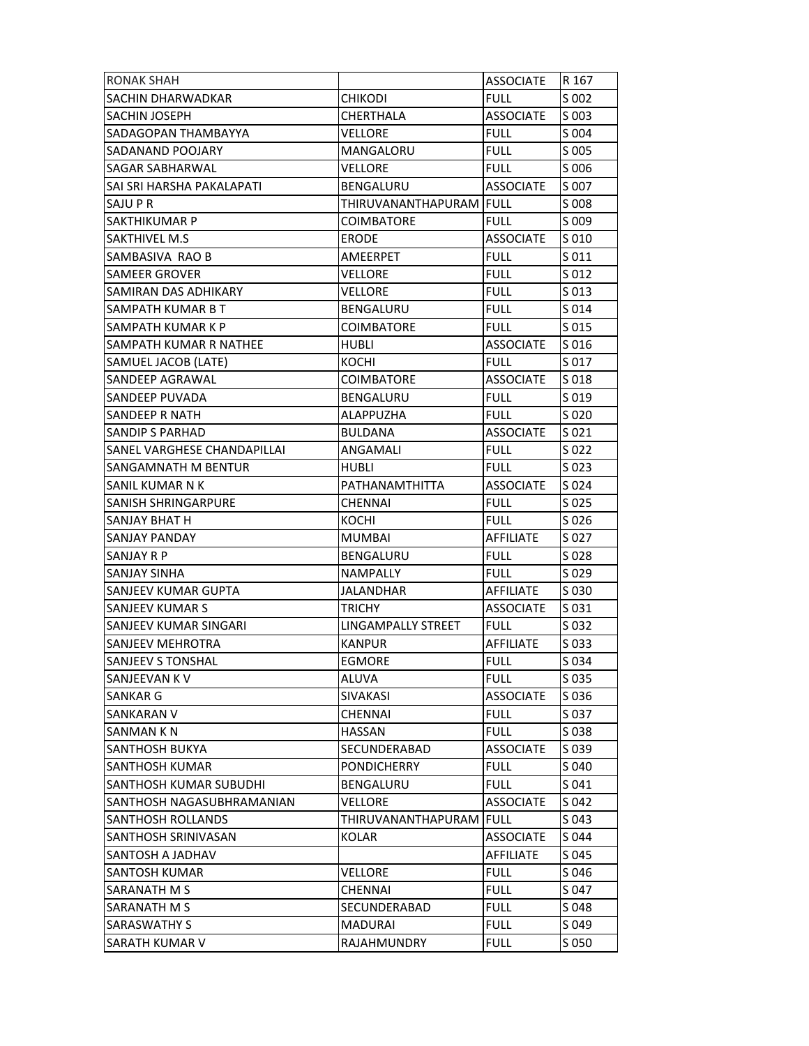| RONAK SHAH | | ASSOCIATE | R 167 |
|---|---|---|---|
| SACHIN DHARWADKAR | CHIKODI | FULL | S 002 |
| SACHIN JOSEPH | CHERTHALA | ASSOCIATE | S 003 |
| SADAGOPAN THAMBAYYA | VELLORE | FULL | S 004 |
| SADANAND POOJARY | MANGALORU | FULL | S 005 |
| SAGAR SABHARWAL | VELLORE | FULL | S 006 |
| SAI SRI HARSHA PAKALAPATI | BENGALURU | ASSOCIATE | S 007 |
| SAJU P R | THIRUVANANTHAPURAM | FULL | S 008 |
| SAKTHIKUMAR P | COIMBATORE | FULL | S 009 |
| SAKTHIVEL M.S | ERODE | ASSOCIATE | S 010 |
| SAMBASIVA  RAO B | AMEERPET | FULL | S 011 |
| SAMEER GROVER | VELLORE | FULL | S 012 |
| SAMIRAN DAS ADHIKARY | VELLORE | FULL | S 013 |
| SAMPATH KUMAR B T | BENGALURU | FULL | S 014 |
| SAMPATH KUMAR K P | COIMBATORE | FULL | S 015 |
| SAMPATH KUMAR R NATHEE | HUBLI | ASSOCIATE | S 016 |
| SAMUEL JACOB (LATE) | KOCHI | FULL | S 017 |
| SANDEEP AGRAWAL | COIMBATORE | ASSOCIATE | S 018 |
| SANDEEP PUVADA | BENGALURU | FULL | S 019 |
| SANDEEP R NATH | ALAPPUZHA | FULL | S 020 |
| SANDIP S PARHAD | BULDANA | ASSOCIATE | S 021 |
| SANEL VARGHESE CHANDAPILLAI | ANGAMALI | FULL | S 022 |
| SANGAMNATH M BENTUR | HUBLI | FULL | S 023 |
| SANIL KUMAR N K | PATHANAMTHITTA | ASSOCIATE | S 024 |
| SANISH SHRINGARPURE | CHENNAI | FULL | S 025 |
| SANJAY BHAT H | KOCHI | FULL | S 026 |
| SANJAY PANDAY | MUMBAI | AFFILIATE | S 027 |
| SANJAY R P | BENGALURU | FULL | S 028 |
| SANJAY SINHA | NAMPALLY | FULL | S 029 |
| SANJEEV KUMAR GUPTA | JALANDHAR | AFFILIATE | S 030 |
| SANJEEV KUMAR S | TRICHY | ASSOCIATE | S 031 |
| SANJEEV KUMAR SINGARI | LINGAMPALLY STREET | FULL | S 032 |
| SANJEEV MEHROTRA | KANPUR | AFFILIATE | S 033 |
| SANJEEV S TONSHAL | EGMORE | FULL | S 034 |
| SANJEEVAN K V | ALUVA | FULL | S 035 |
| SANKAR G | SIVAKASI | ASSOCIATE | S 036 |
| SANKARAN V | CHENNAI | FULL | S 037 |
| SANMAN K N | HASSAN | FULL | S 038 |
| SANTHOSH BUKYA | SECUNDERABAD | ASSOCIATE | S 039 |
| SANTHOSH KUMAR | PONDICHERRY | FULL | S 040 |
| SANTHOSH KUMAR SUBUDHI | BENGALURU | FULL | S 041 |
| SANTHOSH NAGASUBHRAMANIAN | VELLORE | ASSOCIATE | S 042 |
| SANTHOSH ROLLANDS | THIRUVANANTHAPURAM | FULL | S 043 |
| SANTHOSH SRINIVASAN | KOLAR | ASSOCIATE | S 044 |
| SANTOSH A JADHAV | | AFFILIATE | S 045 |
| SANTOSH KUMAR | VELLORE | FULL | S 046 |
| SARANATH M S | CHENNAI | FULL | S 047 |
| SARANATH M S | SECUNDERABAD | FULL | S 048 |
| SARASWATHY S | MADURAI | FULL | S 049 |
| SARATH KUMAR V | RAJAHMUNDRY | FULL | S 050 |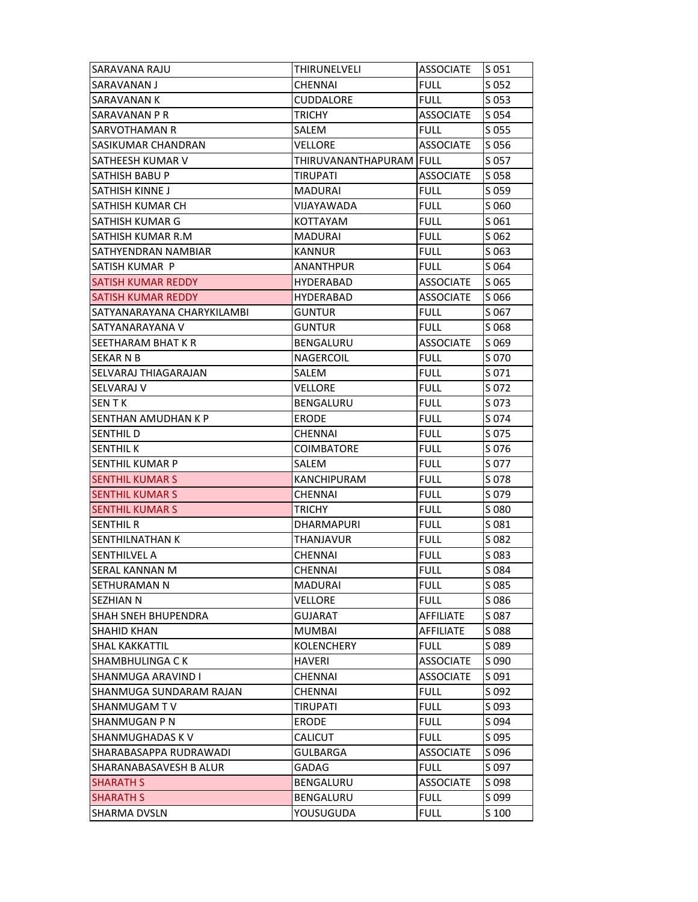| | | | |
|---|---|---|---|
| SARAVANA RAJU | THIRUNELVELI | ASSOCIATE | S 051 |
| SARAVANAN J | CHENNAI | FULL | S 052 |
| SARAVANAN K | CUDDALORE | FULL | S 053 |
| SARAVANAN P R | TRICHY | ASSOCIATE | S 054 |
| SARVOTHAMAN R | SALEM | FULL | S 055 |
| SASIKUMAR CHANDRAN | VELLORE | ASSOCIATE | S 056 |
| SATHEESH KUMAR V | THIRUVANANTHAPURAM | FULL | S 057 |
| SATHISH BABU P | TIRUPATI | ASSOCIATE | S 058 |
| SATHISH KINNE J | MADURAI | FULL | S 059 |
| SATHISH KUMAR CH | VIJAYAWADA | FULL | S 060 |
| SATHISH KUMAR G | KOTTAYAM | FULL | S 061 |
| SATHISH KUMAR R.M | MADURAI | FULL | S 062 |
| SATHYENDRAN NAMBIAR | KANNUR | FULL | S 063 |
| SATISH KUMAR P | ANANTHPUR | FULL | S 064 |
| SATISH KUMAR REDDY | HYDERABAD | ASSOCIATE | S 065 |
| SATISH KUMAR REDDY | HYDERABAD | ASSOCIATE | S 066 |
| SATYANARAYANA CHARYKILAMBI | GUNTUR | FULL | S 067 |
| SATYANARAYANA V | GUNTUR | FULL | S 068 |
| SEETHARAM BHAT K R | BENGALURU | ASSOCIATE | S 069 |
| SEKAR N B | NAGERCOIL | FULL | S 070 |
| SELVARAJ THIAGARAJAN | SALEM | FULL | S 071 |
| SELVARAJ V | VELLORE | FULL | S 072 |
| SEN T K | BENGALURU | FULL | S 073 |
| SENTHAN AMUDHAN K P | ERODE | FULL | S 074 |
| SENTHIL D | CHENNAI | FULL | S 075 |
| SENTHIL K | COIMBATORE | FULL | S 076 |
| SENTHIL KUMAR P | SALEM | FULL | S 077 |
| SENTHIL KUMAR S | KANCHIPURAM | FULL | S 078 |
| SENTHIL KUMAR S | CHENNAI | FULL | S 079 |
| SENTHIL KUMAR S | TRICHY | FULL | S 080 |
| SENTHIL R | DHARMAPURI | FULL | S 081 |
| SENTHILNATHAN K | THANJAVUR | FULL | S 082 |
| SENTHILVEL A | CHENNAI | FULL | S 083 |
| SERAL KANNAN M | CHENNAI | FULL | S 084 |
| SETHURAMAN N | MADURAI | FULL | S 085 |
| SEZHIAN N | VELLORE | FULL | S 086 |
| SHAH SNEH BHUPENDRA | GUJARAT | AFFILIATE | S 087 |
| SHAHID KHAN | MUMBAI | AFFILIATE | S 088 |
| SHAL KAKKATTIL | KOLENCHERY | FULL | S 089 |
| SHAMBHULINGA C K | HAVERI | ASSOCIATE | S 090 |
| SHANMUGA ARAVIND I | CHENNAI | ASSOCIATE | S 091 |
| SHANMUGA SUNDARAM RAJAN | CHENNAI | FULL | S 092 |
| SHANMUGAM T V | TIRUPATI | FULL | S 093 |
| SHANMUGAN P N | ERODE | FULL | S 094 |
| SHANMUGHADAS K V | CALICUT | FULL | S 095 |
| SHARABASAPPA RUDRAWADI | GULBARGA | ASSOCIATE | S 096 |
| SHARANABASAVESH B ALUR | GADAG | FULL | S 097 |
| SHARATH S | BENGALURU | ASSOCIATE | S 098 |
| SHARATH S | BENGALURU | FULL | S 099 |
| SHARMA DVSLN | YOUSUGUDA | FULL | S 100 |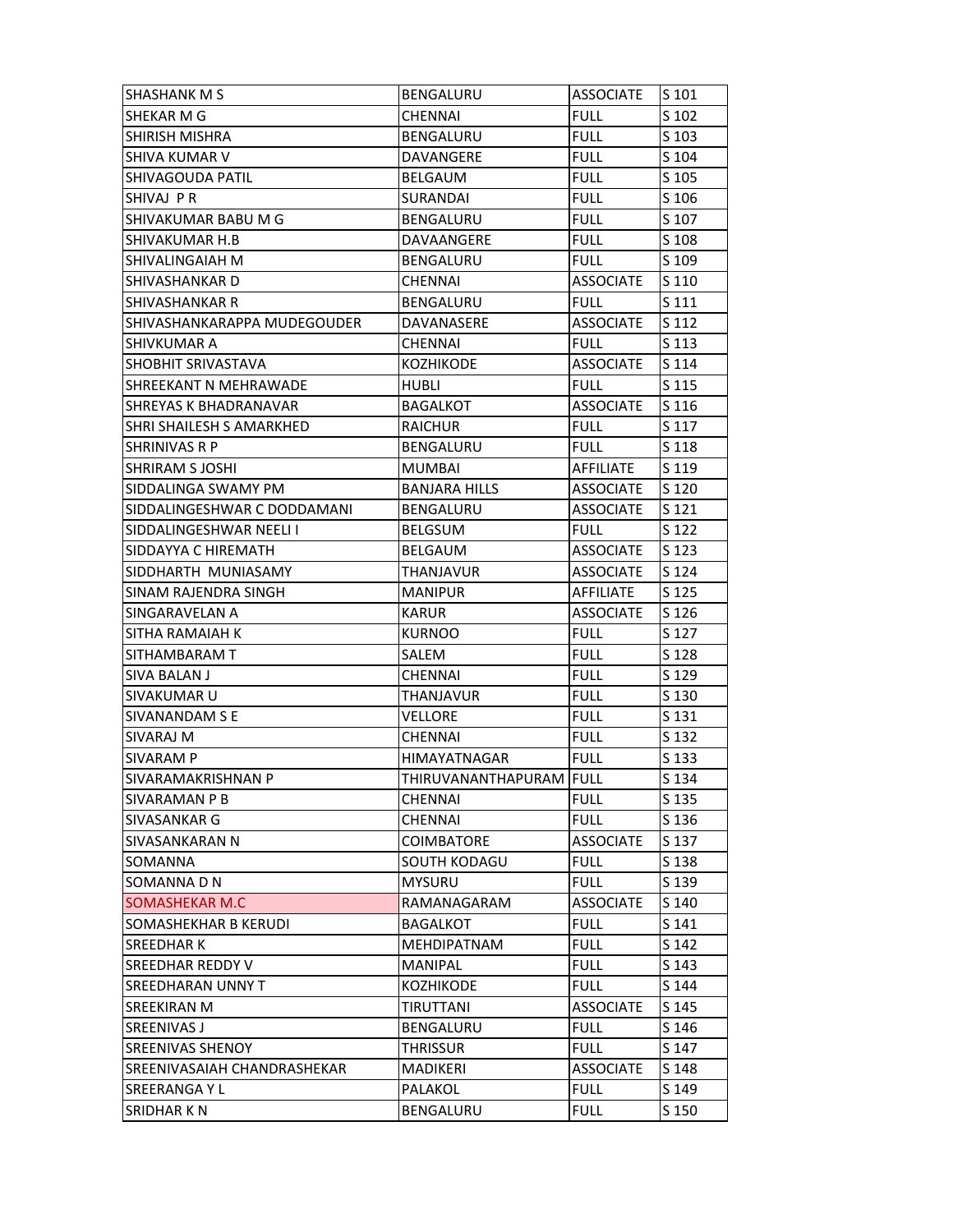| SHASHANK M S | BENGALURU | ASSOCIATE | S 101 |
|---|---|---|---|
| SHEKAR M G | CHENNAI | FULL | S 102 |
| SHIRISH MISHRA | BENGALURU | FULL | S 103 |
| SHIVA KUMAR V | DAVANGERE | FULL | S 104 |
| SHIVAGOUDA PATIL | BELGAUM | FULL | S 105 |
| SHIVAJ P R | SURANDAI | FULL | S 106 |
| SHIVAKUMAR BABU M G | BENGALURU | FULL | S 107 |
| SHIVAKUMAR H.B | DAVAANGERE | FULL | S 108 |
| SHIVALINGAIAH M | BENGALURU | FULL | S 109 |
| SHIVASHANKAR D | CHENNAI | ASSOCIATE | S 110 |
| SHIVASHANKAR R | BENGALURU | FULL | S 111 |
| SHIVASHANKARAPPA MUDEGOUDER | DAVANASERE | ASSOCIATE | S 112 |
| SHIVKUMAR A | CHENNAI | FULL | S 113 |
| SHOBHIT SRIVASTAVA | KOZHIKODE | ASSOCIATE | S 114 |
| SHREEKANT N MEHRAWADE | HUBLI | FULL | S 115 |
| SHREYAS K BHADRANAVAR | BAGALKOT | ASSOCIATE | S 116 |
| SHRI SHAILESH S AMARKHED | RAICHUR | FULL | S 117 |
| SHRINIVAS R P | BENGALURU | FULL | S 118 |
| SHRIRAM S JOSHI | MUMBAI | AFFILIATE | S 119 |
| SIDDALINGA SWAMY PM | BANJARA HILLS | ASSOCIATE | S 120 |
| SIDDALINGESHWAR C DODDAMANI | BENGALURU | ASSOCIATE | S 121 |
| SIDDALINGESHWAR NEELI I | BELGSUM | FULL | S 122 |
| SIDDAYYA C HIREMATH | BELGAUM | ASSOCIATE | S 123 |
| SIDDHARTH MUNIASAMY | THANJAVUR | ASSOCIATE | S 124 |
| SINAM RAJENDRA SINGH | MANIPUR | AFFILIATE | S 125 |
| SINGARAVELAN A | KARUR | ASSOCIATE | S 126 |
| SITHA RAMAIAH K | KURNOO | FULL | S 127 |
| SITHAMBARAM T | SALEM | FULL | S 128 |
| SIVA BALAN J | CHENNAI | FULL | S 129 |
| SIVAKUMAR U | THANJAVUR | FULL | S 130 |
| SIVANANDAM S E | VELLORE | FULL | S 131 |
| SIVARAJ M | CHENNAI | FULL | S 132 |
| SIVARAM P | HIMAYATNAGAR | FULL | S 133 |
| SIVARAMAKRISHNAN P | THIRUVANANTHAPURAM | FULL | S 134 |
| SIVARAMAN P B | CHENNAI | FULL | S 135 |
| SIVASANKAR G | CHENNAI | FULL | S 136 |
| SIVASANKARAN N | COIMBATORE | ASSOCIATE | S 137 |
| SOMANNA | SOUTH KODAGU | FULL | S 138 |
| SOMANNA D N | MYSURU | FULL | S 139 |
| SOMASHEKAR M.C | RAMANAGARAM | ASSOCIATE | S 140 |
| SOMASHEKHAR B KERUDI | BAGALKOT | FULL | S 141 |
| SREEDHAR K | MEHDIPATNAM | FULL | S 142 |
| SREEDHAR REDDY V | MANIPAL | FULL | S 143 |
| SREEDHARAN UNNY T | KOZHIKODE | FULL | S 144 |
| SREEKIRAN M | TIRUTTANI | ASSOCIATE | S 145 |
| SREENIVAS J | BENGALURU | FULL | S 146 |
| SREENIVAS SHENOY | THRISSUR | FULL | S 147 |
| SREENIVASAIAH CHANDRASHEKAR | MADIKERI | ASSOCIATE | S 148 |
| SREERANGA Y L | PALAKOL | FULL | S 149 |
| SRIDHAR K N | BENGALURU | FULL | S 150 |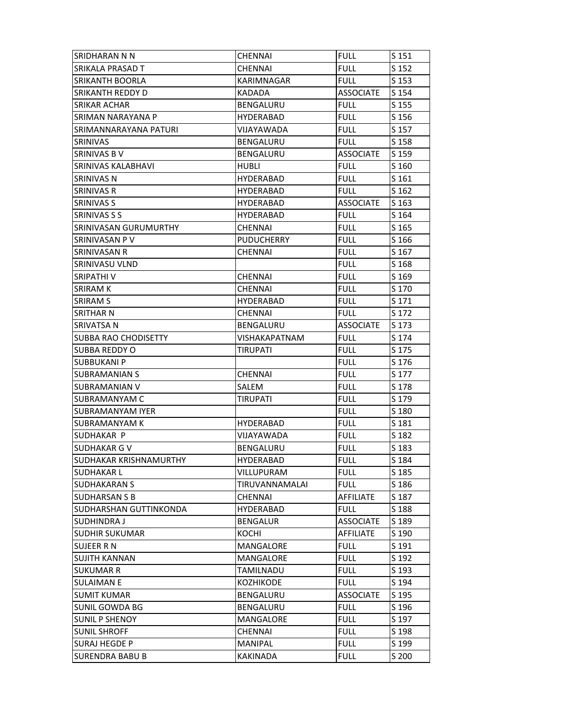| | | | |
|---|---|---|---|
| SRIDHARAN N N | CHENNAI | FULL | S 151 |
| SRIKALA PRASAD T | CHENNAI | FULL | S 152 |
| SRIKANTH BOORLA | KARIMNAGAR | FULL | S 153 |
| SRIKANTH REDDY D | KADADA | ASSOCIATE | S 154 |
| SRIKAR ACHAR | BENGALURU | FULL | S 155 |
| SRIMAN NARAYANA P | HYDERABAD | FULL | S 156 |
| SRIMANNARAYANA PATURI | VIJAYAWADA | FULL | S 157 |
| SRINIVAS | BENGALURU | FULL | S 158 |
| SRINIVAS B V | BENGALURU | ASSOCIATE | S 159 |
| SRINIVAS KALABHAVI | HUBLI | FULL | S 160 |
| SRINIVAS N | HYDERABAD | FULL | S 161 |
| SRINIVAS R | HYDERABAD | FULL | S 162 |
| SRINIVAS S | HYDERABAD | ASSOCIATE | S 163 |
| SRINIVAS S S | HYDERABAD | FULL | S 164 |
| SRINIVASAN GURUMURTHY | CHENNAI | FULL | S 165 |
| SRINIVASAN P V | PUDUCHERRY | FULL | S 166 |
| SRINIVASAN R | CHENNAI | FULL | S 167 |
| SRINIVASU VLND | | FULL | S 168 |
| SRIPATHI V | CHENNAI | FULL | S 169 |
| SRIRAM K | CHENNAI | FULL | S 170 |
| SRIRAM S | HYDERABAD | FULL | S 171 |
| SRITHAR N | CHENNAI | FULL | S 172 |
| SRIVATSA N | BENGALURU | ASSOCIATE | S 173 |
| SUBBA RAO CHODISETTY | VISHAKAPATNAM | FULL | S 174 |
| SUBBA REDDY O | TIRUPATI | FULL | S 175 |
| SUBBUKANI P | | FULL | S 176 |
| SUBRAMANIAN S | CHENNAI | FULL | S 177 |
| SUBRAMANIAN V | SALEM | FULL | S 178 |
| SUBRAMANYAM C | TIRUPATI | FULL | S 179 |
| SUBRAMANYAM IYER | | FULL | S 180 |
| SUBRAMANYAM K | HYDERABAD | FULL | S 181 |
| SUDHAKAR P | VIJAYAWADA | FULL | S 182 |
| SUDHAKAR G V | BENGALURU | FULL | S 183 |
| SUDHAKAR KRISHNAMURTHY | HYDERABAD | FULL | S 184 |
| SUDHAKAR L | VILLUPURAM | FULL | S 185 |
| SUDHAKARAN S | TIRUVANNAMALAI | FULL | S 186 |
| SUDHARSAN S B | CHENNAI | AFFILIATE | S 187 |
| SUDHARSHAN GUTTINKONDA | HYDERABAD | FULL | S 188 |
| SUDHINDRA J | BENGALUR | ASSOCIATE | S 189 |
| SUDHIR SUKUMAR | KOCHI | AFFILIATE | S 190 |
| SUJEER R N | MANGALORE | FULL | S 191 |
| SUJITH KANNAN | MANGALORE | FULL | S 192 |
| SUKUMAR R | TAMILNADU | FULL | S 193 |
| SULAIMAN E | KOZHIKODE | FULL | S 194 |
| SUMIT KUMAR | BENGALURU | ASSOCIATE | S 195 |
| SUNIL GOWDA BG | BENGALURU | FULL | S 196 |
| SUNIL P SHENOY | MANGALORE | FULL | S 197 |
| SUNIL SHROFF | CHENNAI | FULL | S 198 |
| SURAJ HEGDE P | MANIPAL | FULL | S 199 |
| SURENDRA BABU B | KAKINADA | FULL | S 200 |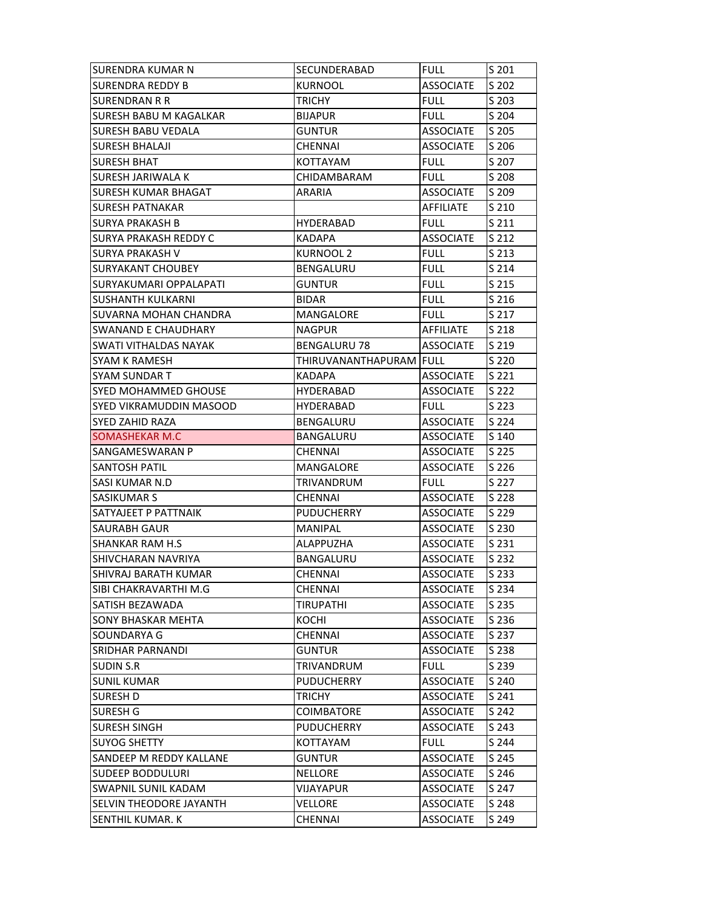| SURENDRA KUMAR N | SECUNDERABAD | FULL | S 201 |
|---|---|---|---|
| SURENDRA REDDY B | KURNOOL | ASSOCIATE | S 202 |
| SURENDRAN R R | TRICHY | FULL | S 203 |
| SURESH BABU M KAGALKAR | BIJAPUR | FULL | S 204 |
| SURESH BABU VEDALA | GUNTUR | ASSOCIATE | S 205 |
| SURESH BHALAJI | CHENNAI | ASSOCIATE | S 206 |
| SURESH BHAT | KOTTAYAM | FULL | S 207 |
| SURESH JARIWALA K | CHIDAMBARAM | FULL | S 208 |
| SURESH KUMAR BHAGAT | ARARIA | ASSOCIATE | S 209 |
| SURESH PATNAKAR | | AFFILIATE | S 210 |
| SURYA PRAKASH B | HYDERABAD | FULL | S 211 |
| SURYA PRAKASH REDDY C | KADAPA | ASSOCIATE | S 212 |
| SURYA PRAKASH V | KURNOOL 2 | FULL | S 213 |
| SURYAKANT CHOUBEY | BENGALURU | FULL | S 214 |
| SURYAKUMARI OPPALAPATI | GUNTUR | FULL | S 215 |
| SUSHANTH KULKARNI | BIDAR | FULL | S 216 |
| SUVARNA MOHAN CHANDRA | MANGALORE | FULL | S 217 |
| SWANAND E CHAUDHARY | NAGPUR | AFFILIATE | S 218 |
| SWATI VITHALDAS NAYAK | BENGALURU 78 | ASSOCIATE | S 219 |
| SYAM K RAMESH | THIRUVANANTHAPURAM | FULL | S 220 |
| SYAM SUNDAR T | KADAPA | ASSOCIATE | S 221 |
| SYED MOHAMMED GHOUSE | HYDERABAD | ASSOCIATE | S 222 |
| SYED VIKRAMUDDIN MASOOD | HYDERABAD | FULL | S 223 |
| SYED ZAHID RAZA | BENGALURU | ASSOCIATE | S 224 |
| SOMASHEKAR M.C | BANGALURU | ASSOCIATE | S 140 |
| SANGAMESWARAN P | CHENNAI | ASSOCIATE | S 225 |
| SANTOSH PATIL | MANGALORE | ASSOCIATE | S 226 |
| SASI KUMAR N.D | TRIVANDRUM | FULL | S 227 |
| SASIKUMAR S | CHENNAI | ASSOCIATE | S 228 |
| SATYAJEET P PATTNAIK | PUDUCHERRY | ASSOCIATE | S 229 |
| SAURABH GAUR | MANIPAL | ASSOCIATE | S 230 |
| SHANKAR RAM H.S | ALAPPUZHA | ASSOCIATE | S 231 |
| SHIVCHARAN NAVRIYA | BANGALURU | ASSOCIATE | S 232 |
| SHIVRAJ BARATH KUMAR | CHENNAI | ASSOCIATE | S 233 |
| SIBI CHAKRAVARTHI M.G | CHENNAI | ASSOCIATE | S 234 |
| SATISH BEZAWADA | TIRUPATHI | ASSOCIATE | S 235 |
| SONY BHASKAR MEHTA | KOCHI | ASSOCIATE | S 236 |
| SOUNDARYA G | CHENNAI | ASSOCIATE | S 237 |
| SRIDHAR PARNANDI | GUNTUR | ASSOCIATE | S 238 |
| SUDIN S.R | TRIVANDRUM | FULL | S 239 |
| SUNIL KUMAR | PUDUCHERRY | ASSOCIATE | S 240 |
| SURESH D | TRICHY | ASSOCIATE | S 241 |
| SURESH G | COIMBATORE | ASSOCIATE | S 242 |
| SURESH SINGH | PUDUCHERRY | ASSOCIATE | S 243 |
| SUYOG SHETTY | KOTTAYAM | FULL | S 244 |
| SANDEEP M REDDY KALLANE | GUNTUR | ASSOCIATE | S 245 |
| SUDEEP BODDULURI | NELLORE | ASSOCIATE | S 246 |
| SWAPNIL SUNIL KADAM | VIJAYAPUR | ASSOCIATE | S 247 |
| SELVIN THEODORE JAYANTH | VELLORE | ASSOCIATE | S 248 |
| SENTHIL KUMAR. K | CHENNAI | ASSOCIATE | S 249 |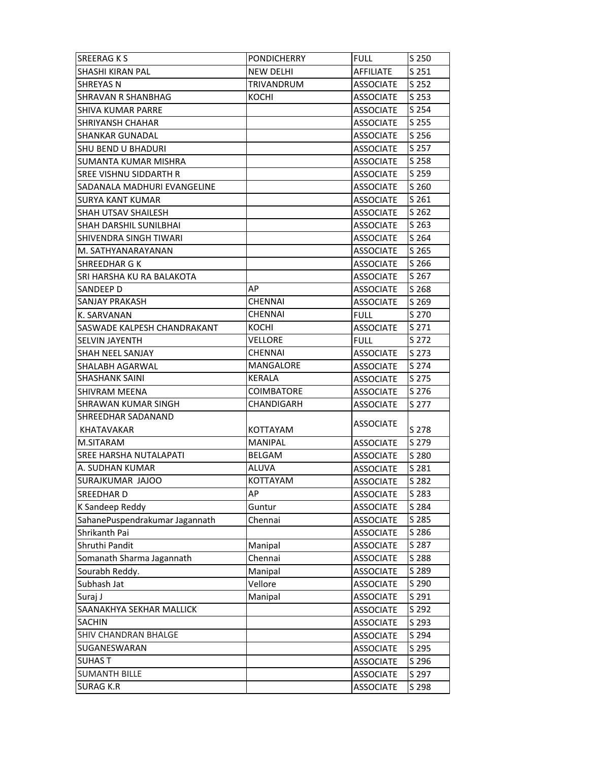| SREERAG K S | PONDICHERRY | FULL | S 250 |
|---|---|---|---|
| SHASHI KIRAN PAL | NEW DELHI | AFFILIATE | S 251 |
| SHREYAS N | TRIVANDRUM | ASSOCIATE | S 252 |
| SHRAVAN R SHANBHAG | KOCHI | ASSOCIATE | S 253 |
| SHIVA KUMAR PARRE | | ASSOCIATE | S 254 |
| SHRIYANSH CHAHAR | | ASSOCIATE | S 255 |
| SHANKAR GUNADAL | | ASSOCIATE | S 256 |
| SHU BEND U BHADURI | | ASSOCIATE | S 257 |
| SUMANTA KUMAR MISHRA | | ASSOCIATE | S 258 |
| SREE VISHNU SIDDARTH R | | ASSOCIATE | S 259 |
| SADANALA MADHURI EVANGELINE | | ASSOCIATE | S 260 |
| SURYA KANT KUMAR | | ASSOCIATE | S 261 |
| SHAH UTSAV SHAILESH | | ASSOCIATE | S 262 |
| SHAH DARSHIL SUNILBHAI | | ASSOCIATE | S 263 |
| SHIVENDRA SINGH TIWARI | | ASSOCIATE | S 264 |
| M. SATHYANARAYANAN | | ASSOCIATE | S 265 |
| SHREEDHAR G K | | ASSOCIATE | S 266 |
| SRI HARSHA KU RA BALAKOTA | | ASSOCIATE | S 267 |
| SANDEEP D | AP | ASSOCIATE | S 268 |
| SANJAY PRAKASH | CHENNAI | ASSOCIATE | S 269 |
| K. SARVANAN | CHENNAI | FULL | S 270 |
| SASWADE KALPESH CHANDRAKANT | KOCHI | ASSOCIATE | S 271 |
| SELVIN JAYENTH | VELLORE | FULL | S 272 |
| SHAH NEEL SANJAY | CHENNAI | ASSOCIATE | S 273 |
| SHALABH AGARWAL | MANGALORE | ASSOCIATE | S 274 |
| SHASHANK SAINI | KERALA | ASSOCIATE | S 275 |
| SHIVRAM MEENA | COIMBATORE | ASSOCIATE | S 276 |
| SHRAWAN KUMAR SINGH | CHANDIGARH | ASSOCIATE | S 277 |
| SHREEDHAR SADANAND KHATAVAKAR | KOTTAYAM | ASSOCIATE | S 278 |
| M.SITARAM | MANIPAL | ASSOCIATE | S 279 |
| SREE HARSHA NUTALAPATI | BELGAM | ASSOCIATE | S 280 |
| A. SUDHAN KUMAR | ALUVA | ASSOCIATE | S 281 |
| SURAJKUMAR JAJOO | KOTTAYAM | ASSOCIATE | S 282 |
| SREEDHAR D | AP | ASSOCIATE | S 283 |
| K Sandeep Reddy | Guntur | ASSOCIATE | S 284 |
| SahanePuspendrakumar Jagannath | Chennai | ASSOCIATE | S 285 |
| Shrikanth Pai | | ASSOCIATE | S 286 |
| Shruthi Pandit | Manipal | ASSOCIATE | S 287 |
| Somanath Sharma Jagannath | Chennai | ASSOCIATE | S 288 |
| Sourabh Reddy. | Manipal | ASSOCIATE | S 289 |
| Subhash Jat | Vellore | ASSOCIATE | S 290 |
| Suraj J | Manipal | ASSOCIATE | S 291 |
| SAANAKHYA SEKHAR MALLICK | | ASSOCIATE | S 292 |
| SACHIN | | ASSOCIATE | S 293 |
| SHIV CHANDRAN BHALGE | | ASSOCIATE | S 294 |
| SUGANESWARAN | | ASSOCIATE | S 295 |
| SUHAS T | | ASSOCIATE | S 296 |
| SUMANTH BILLE | | ASSOCIATE | S 297 |
| SURAG K.R | | ASSOCIATE | S 298 |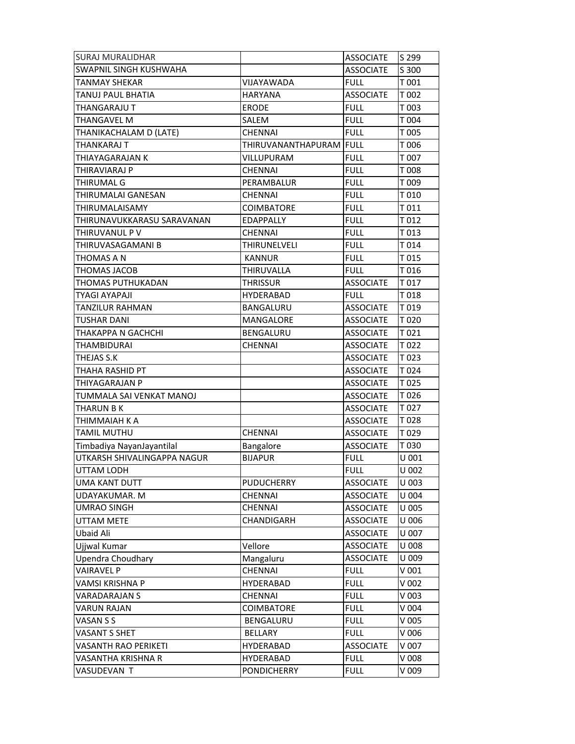| | | | |
|---|---|---|---|
| SURAJ MURALIDHAR | | ASSOCIATE | S 299 |
| SWAPNIL SINGH KUSHWAHA | | ASSOCIATE | S 300 |
| TANMAY SHEKAR | VIJAYAWADA | FULL | T 001 |
| TANUJ PAUL BHATIA | HARYANA | ASSOCIATE | T 002 |
| THANGARAJU T | ERODE | FULL | T 003 |
| THANGAVEL M | SALEM | FULL | T 004 |
| THANIKACHALAM D (LATE) | CHENNAI | FULL | T 005 |
| THANKARAJ T | THIRUVANANTHAPURAM | FULL | T 006 |
| THIAYAGARAJAN K | VILLUPURAM | FULL | T 007 |
| THIRAVIARAJ P | CHENNAI | FULL | T 008 |
| THIRUMAL G | PERAMBALUR | FULL | T 009 |
| THIRUMALAI GANESAN | CHENNAI | FULL | T 010 |
| THIRUMALAISAMY | COIMBATORE | FULL | T 011 |
| THIRUNAVUKKARASU SARAVANAN | EDAPPALLY | FULL | T 012 |
| THIRUVANUL P V | CHENNAI | FULL | T 013 |
| THIRUVASAGAMANI B | THIRUNELVELI | FULL | T 014 |
| THOMAS A N | KANNUR | FULL | T 015 |
| THOMAS JACOB | THIRUVALLA | FULL | T 016 |
| THOMAS PUTHUKADAN | THRISSUR | ASSOCIATE | T 017 |
| TYAGI AYAPAJI | HYDERABAD | FULL | T 018 |
| TANZILUR RAHMAN | BANGALURU | ASSOCIATE | T 019 |
| TUSHAR DANI | MANGALORE | ASSOCIATE | T 020 |
| THAKAPPA N GACHCHI | BENGALURU | ASSOCIATE | T 021 |
| THAMBIDURAI | CHENNAI | ASSOCIATE | T 022 |
| THEJAS S.K | | ASSOCIATE | T 023 |
| THAHA RASHID PT | | ASSOCIATE | T 024 |
| THIYAGARAJAN P | | ASSOCIATE | T 025 |
| TUMMALA SAI VENKAT MANOJ | | ASSOCIATE | T 026 |
| THARUN B K | | ASSOCIATE | T 027 |
| THIMMAIAH K A | | ASSOCIATE | T 028 |
| TAMIL MUTHU | CHENNAI | ASSOCIATE | T 029 |
| Timbadiya NayanJayantilal | Bangalore | ASSOCIATE | T 030 |
| UTKARSH SHIVALINGAPPA NAGUR | BIJAPUR | FULL | U 001 |
| UTTAM LODH | | FULL | U 002 |
| UMA KANT DUTT | PUDUCHERRY | ASSOCIATE | U 003 |
| UDAYAKUMAR. M | CHENNAI | ASSOCIATE | U 004 |
| UMRAO SINGH | CHENNAI | ASSOCIATE | U 005 |
| UTTAM METE | CHANDIGARH | ASSOCIATE | U 006 |
| Ubaid Ali | | ASSOCIATE | U 007 |
| Ujjwal Kumar | Vellore | ASSOCIATE | U 008 |
| Upendra Choudhary | Mangaluru | ASSOCIATE | U 009 |
| VAIRAVEL P | CHENNAI | FULL | V 001 |
| VAMSI KRISHNA P | HYDERABAD | FULL | V 002 |
| VARADARAJAN S | CHENNAI | FULL | V 003 |
| VARUN RAJAN | COIMBATORE | FULL | V 004 |
| VASAN S S | BENGALURU | FULL | V 005 |
| VASANT S SHET | BELLARY | FULL | V 006 |
| VASANTH RAO PERIKETI | HYDERABAD | ASSOCIATE | V 007 |
| VASANTHA KRISHNA R | HYDERABAD | FULL | V 008 |
| VASUDEVAN T | PONDICHERRY | FULL | V 009 |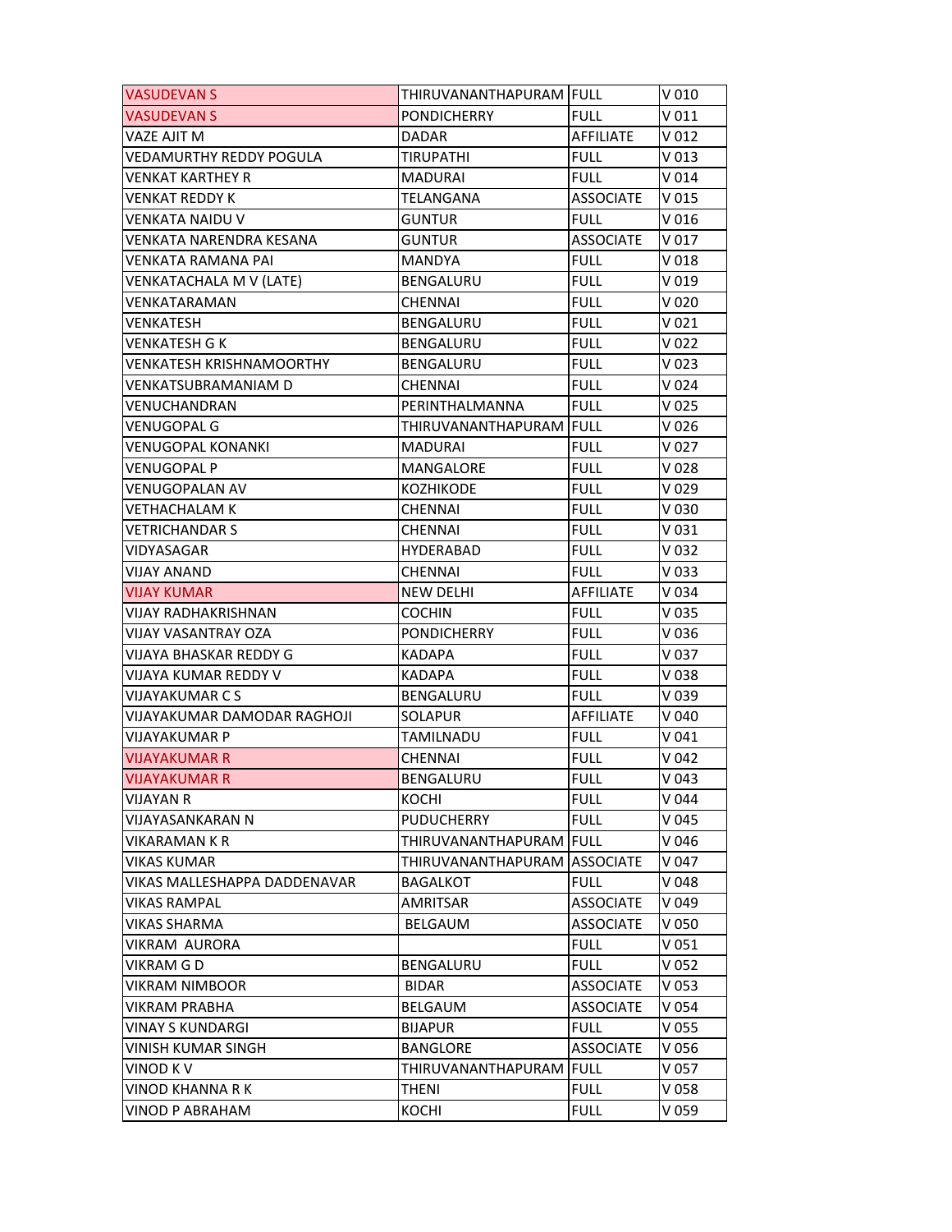| | | | |
|---|---|---|---|
| VASUDEVAN S | THIRUVANANTHAPURAM | FULL | V 010 |
| VASUDEVAN S | PONDICHERRY | FULL | V 011 |
| VAZE AJIT M | DADAR | AFFILIATE | V 012 |
| VEDAMURTHY REDDY POGULA | TIRUPATHI | FULL | V 013 |
| VENKAT KARTHEY R | MADURAI | FULL | V 014 |
| VENKAT REDDY K | TELANGANA | ASSOCIATE | V 015 |
| VENKATA NAIDU V | GUNTUR | FULL | V 016 |
| VENKATA NARENDRA KESANA | GUNTUR | ASSOCIATE | V 017 |
| VENKATA RAMANA PAI | MANDYA | FULL | V 018 |
| VENKATACHALA M V (LATE) | BENGALURU | FULL | V 019 |
| VENKATARAMAN | CHENNAI | FULL | V 020 |
| VENKATESH | BENGALURU | FULL | V 021 |
| VENKATESH G K | BENGALURU | FULL | V 022 |
| VENKATESH KRISHNAMOORTHY | BENGALURU | FULL | V 023 |
| VENKATSUBRAMANIAM D | CHENNAI | FULL | V 024 |
| VENUCHANDRAN | PERINTHALMANNA | FULL | V 025 |
| VENUGOPAL G | THIRUVANANTHAPURAM | FULL | V 026 |
| VENUGOPAL KONANKI | MADURAI | FULL | V 027 |
| VENUGOPAL P | MANGALORE | FULL | V 028 |
| VENUGOPALAN AV | KOZHIKODE | FULL | V 029 |
| VETHACHALAM K | CHENNAI | FULL | V 030 |
| VETRICHANDAR S | CHENNAI | FULL | V 031 |
| VIDYASAGAR | HYDERABAD | FULL | V 032 |
| VIJAY ANAND | CHENNAI | FULL | V 033 |
| VIJAY KUMAR | NEW DELHI | AFFILIATE | V 034 |
| VIJAY RADHAKRISHNAN | COCHIN | FULL | V 035 |
| VIJAY VASANTRAY OZA | PONDICHERRY | FULL | V 036 |
| VIJAYA BHASKAR REDDY G | KADAPA | FULL | V 037 |
| VIJAYA KUMAR REDDY V | KADAPA | FULL | V 038 |
| VIJAYAKUMAR C S | BENGALURU | FULL | V 039 |
| VIJAYAKUMAR DAMODAR RAGHOJI | SOLAPUR | AFFILIATE | V 040 |
| VIJAYAKUMAR P | TAMILNADU | FULL | V 041 |
| VIJAYAKUMAR R | CHENNAI | FULL | V 042 |
| VIJAYAKUMAR R | BENGALURU | FULL | V 043 |
| VIJAYAN R | KOCHI | FULL | V 044 |
| VIJAYASANKARAN N | PUDUCHERRY | FULL | V 045 |
| VIKARAMAN K R | THIRUVANANTHAPURAM | FULL | V 046 |
| VIKAS KUMAR | THIRUVANANTHAPURAM | ASSOCIATE | V 047 |
| VIKAS MALLESHAPPA DADDENAVAR | BAGALKOT | FULL | V 048 |
| VIKAS RAMPAL | AMRITSAR | ASSOCIATE | V 049 |
| VIKAS SHARMA | BELGAUM | ASSOCIATE | V 050 |
| VIKRAM AURORA | | FULL | V 051 |
| VIKRAM G D | BENGALURU | FULL | V 052 |
| VIKRAM NIMBOOR | BIDAR | ASSOCIATE | V 053 |
| VIKRAM PRABHA | BELGAUM | ASSOCIATE | V 054 |
| VINAY S KUNDARGI | BIJAPUR | FULL | V 055 |
| VINISH KUMAR SINGH | BANGLORE | ASSOCIATE | V 056 |
| VINOD K V | THIRUVANANTHAPURAM | FULL | V 057 |
| VINOD KHANNA R K | THENI | FULL | V 058 |
| VINOD P ABRAHAM | KOCHI | FULL | V 059 |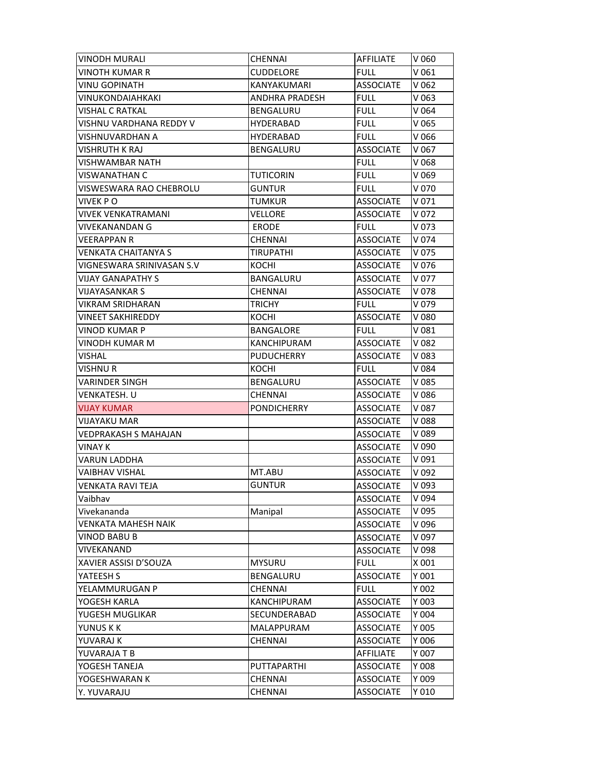| VINODH MURALI | CHENNAI | AFFILIATE | V 060 |
|---|---|---|---|
| VINOTH KUMAR R | CUDDELORE | FULL | V 061 |
| VINU GOPINATH | KANYAKUMARI | ASSOCIATE | V 062 |
| VINUKONDAIAHKAKI | ANDHRA PRADESH | FULL | V 063 |
| VISHAL C RATKAL | BENGALURU | FULL | V 064 |
| VISHNU VARDHANA REDDY V | HYDERABAD | FULL | V 065 |
| VISHNUVARDHAN A | HYDERABAD | FULL | V 066 |
| VISHRUTH K RAJ | BENGALURU | ASSOCIATE | V 067 |
| VISHWAMBAR NATH | | FULL | V 068 |
| VISWANATHAN C | TUTICORIN | FULL | V 069 |
| VISWESWARA RAO CHEBROLU | GUNTUR | FULL | V 070 |
| VIVEK P O | TUMKUR | ASSOCIATE | V 071 |
| VIVEK VENKATRAMANI | VELLORE | ASSOCIATE | V 072 |
| VIVEKANANDAN G | ERODE | FULL | V 073 |
| VEERAPPAN R | CHENNAI | ASSOCIATE | V 074 |
| VENKATA CHAITANYA S | TIRUPATHI | ASSOCIATE | V 075 |
| VIGNESWARA SRINIVASAN S.V | KOCHI | ASSOCIATE | V 076 |
| VIJAY GANAPATHY S | BANGALURU | ASSOCIATE | V 077 |
| VIJAYASANKAR S | CHENNAI | ASSOCIATE | V 078 |
| VIKRAM SRIDHARAN | TRICHY | FULL | V 079 |
| VINEET SAKHIREDDY | KOCHI | ASSOCIATE | V 080 |
| VINOD KUMAR P | BANGALORE | FULL | V 081 |
| VINODH KUMAR M | KANCHIPURAM | ASSOCIATE | V 082 |
| VISHAL | PUDUCHERRY | ASSOCIATE | V 083 |
| VISHNU R | KOCHI | FULL | V 084 |
| VARINDER SINGH | BENGALURU | ASSOCIATE | V 085 |
| VENKATESH. U | CHENNAI | ASSOCIATE | V 086 |
| VIJAY KUMAR | PONDICHERRY | ASSOCIATE | V 087 |
| VIJAYAKU MAR | | ASSOCIATE | V 088 |
| VEDPRAKASH S MAHAJAN | | ASSOCIATE | V 089 |
| VINAY K | | ASSOCIATE | V 090 |
| VARUN LADDHA | | ASSOCIATE | V 091 |
| VAIBHAV VISHAL | MT.ABU | ASSOCIATE | V 092 |
| VENKATA RAVI TEJA | GUNTUR | ASSOCIATE | V 093 |
| Vaibhav | | ASSOCIATE | V 094 |
| Vivekananda | Manipal | ASSOCIATE | V 095 |
| VENKATA MAHESH NAIK | | ASSOCIATE | V 096 |
| VINOD BABU B | | ASSOCIATE | V 097 |
| VIVEKANAND | | ASSOCIATE | V 098 |
| XAVIER ASSISI D'SOUZA | MYSURU | FULL | X 001 |
| YATEESH S | BENGALURU | ASSOCIATE | Y 001 |
| YELAMMURUGAN P | CHENNAI | FULL | Y 002 |
| YOGESH KARLA | KANCHIPURAM | ASSOCIATE | Y 003 |
| YUGESH MUGLIKAR | SECUNDERABAD | ASSOCIATE | Y 004 |
| YUNUS K K | MALAPPURAM | ASSOCIATE | Y 005 |
| YUVARAJ K | CHENNAI | ASSOCIATE | Y 006 |
| YUVARAJA T B | | AFFILIATE | Y 007 |
| YOGESH TANEJA | PUTTAPARTHI | ASSOCIATE | Y 008 |
| YOGESHWARAN K | CHENNAI | ASSOCIATE | Y 009 |
| Y. YUVARAJU | CHENNAI | ASSOCIATE | Y 010 |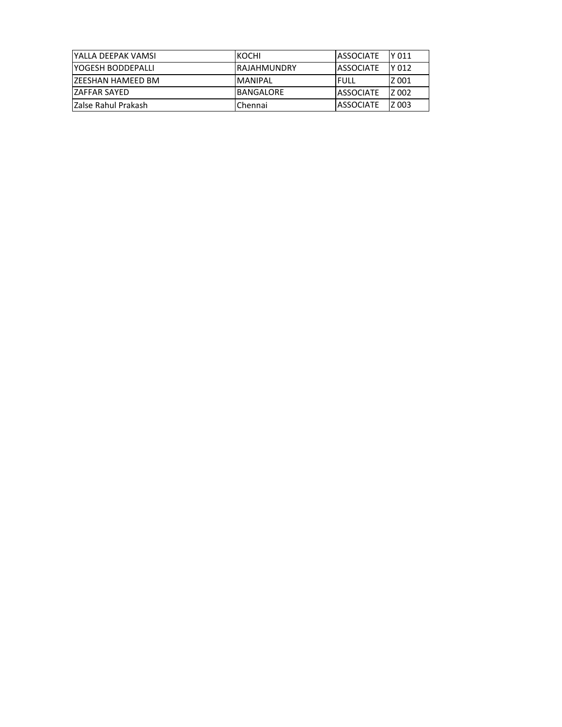| | | | |
|---|---|---|---|
| YALLA DEEPAK VAMSI | KOCHI | ASSOCIATE | Y 011 |
| YOGESH BODDEPALLI | RAJAHMUNDRY | ASSOCIATE | Y 012 |
| ZEESHAN HAMEED BM | MANIPAL | FULL | Z 001 |
| ZAFFAR SAYED | BANGALORE | ASSOCIATE | Z 002 |
| Zalse Rahul Prakash | Chennai | ASSOCIATE | Z 003 |